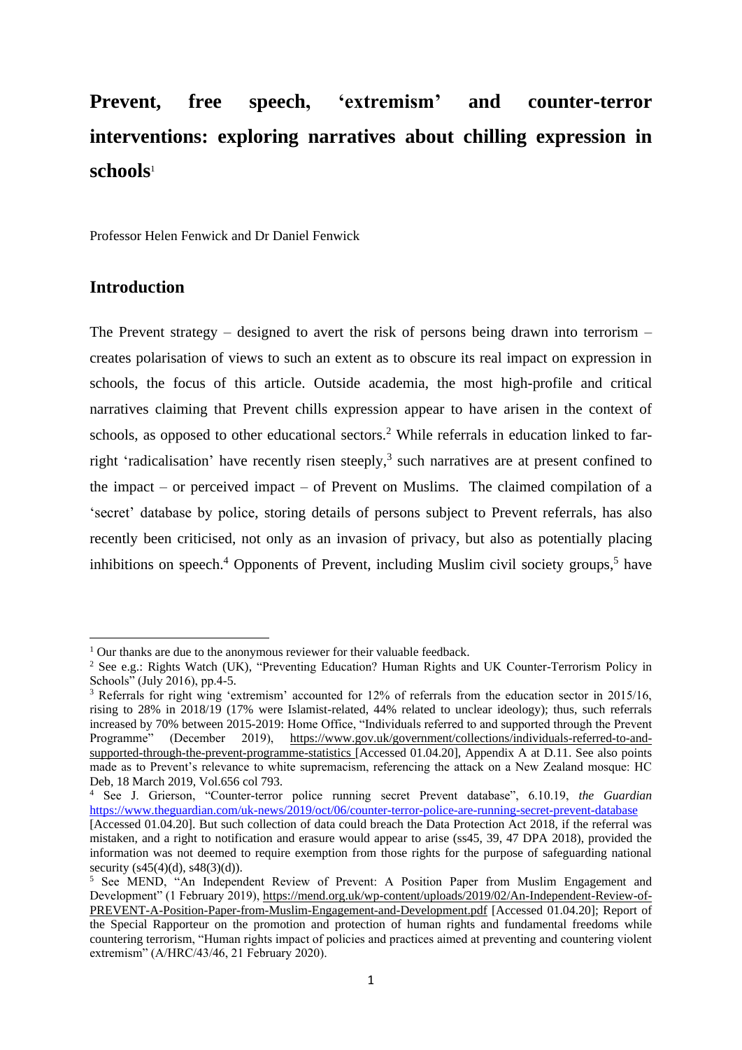# Prevent, free speech, 'extremism' and counter-terror interventions: exploring narratives about chilling expression in schools[1]

Professor Helen Fenwick and Dr Daniel Fenwick

## Introduction

The Prevent strategy – designed to avert the risk of persons being drawn into terrorism – creates polarisation of views to such an extent as to obscure its real impact on expression in schools, the focus of this article. Outside academia, the most high-profile and critical narratives claiming that Prevent chills expression appear to have arisen in the context of schools, as opposed to other educational sectors.[2] While referrals in education linked to far-right 'radicalisation' have recently risen steeply,[3] such narratives are at present confined to the impact – or perceived impact – of Prevent on Muslims. The claimed compilation of a 'secret' database by police, storing details of persons subject to Prevent referrals, has also recently been criticised, not only as an invasion of privacy, but also as potentially placing inhibitions on speech.[4] Opponents of Prevent, including Muslim civil society groups,[5] have

---

[1] Our thanks are due to the anonymous reviewer for their valuable feedback.

[2] See e.g.: Rights Watch (UK), "Preventing Education? Human Rights and UK Counter-Terrorism Policy in Schools" (July 2016), pp.4-5.

[3] Referrals for right wing 'extremism' accounted for 12% of referrals from the education sector in 2015/16, rising to 28% in 2018/19 (17% were Islamist-related, 44% related to unclear ideology); thus, such referrals increased by 70% between 2015-2019: Home Office, "Individuals referred to and supported through the Prevent Programme" (December 2019), https://www.gov.uk/government/collections/individuals-referred-to-and-supported-through-the-prevent-programme-statistics [Accessed 01.04.20], Appendix A at D.11. See also points made as to Prevent's relevance to white supremacism, referencing the attack on a New Zealand mosque: HC Deb, 18 March 2019, Vol.656 col 793.

[4] See J. Grierson, "Counter-terror police running secret Prevent database", 6.10.19, *the Guardian* https://www.theguardian.com/uk-news/2019/oct/06/counter-terror-police-are-running-secret-prevent-database [Accessed 01.04.20]. But such collection of data could breach the Data Protection Act 2018, if the referral was mistaken, and a right to notification and erasure would appear to arise (ss45, 39, 47 DPA 2018), provided the information was not deemed to require exemption from those rights for the purpose of safeguarding national security (s45(4)(d), s48(3)(d)).

[5] See MEND, "An Independent Review of Prevent: A Position Paper from Muslim Engagement and Development" (1 February 2019), https://mend.org.uk/wp-content/uploads/2019/02/An-Independent-Review-of-PREVENT-A-Position-Paper-from-Muslim-Engagement-and-Development.pdf [Accessed 01.04.20]; Report of the Special Rapporteur on the promotion and protection of human rights and fundamental freedoms while countering terrorism, "Human rights impact of policies and practices aimed at preventing and countering violent extremism" (A/HRC/43/46, 21 February 2020).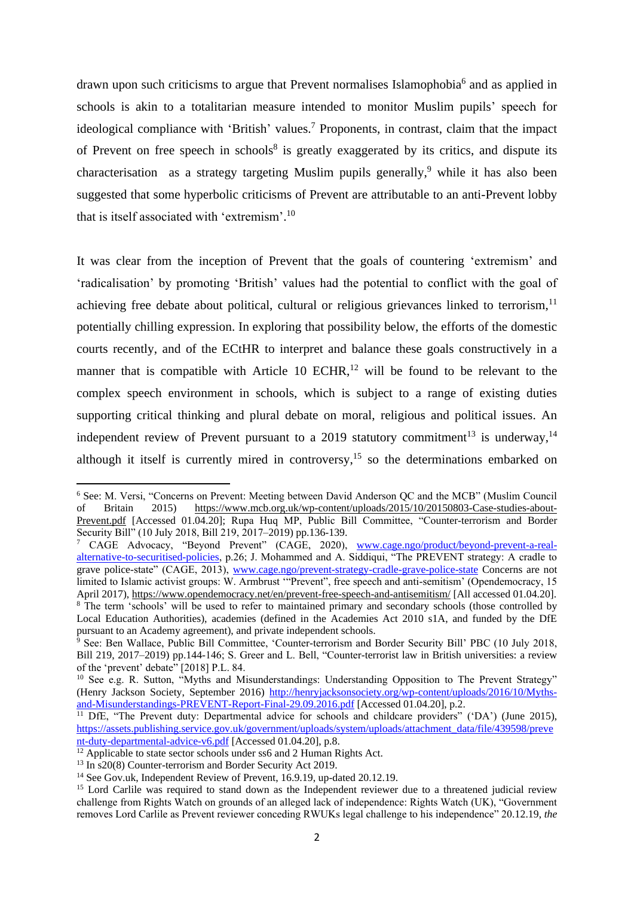drawn upon such criticisms to argue that Prevent normalises Islamophobia[6] and as applied in schools is akin to a totalitarian measure intended to monitor Muslim pupils' speech for ideological compliance with 'British' values.[7] Proponents, in contrast, claim that the impact of Prevent on free speech in schools[8] is greatly exaggerated by its critics, and dispute its characterisation as a strategy targeting Muslim pupils generally,[9] while it has also been suggested that some hyperbolic criticisms of Prevent are attributable to an anti-Prevent lobby that is itself associated with 'extremism'.[10]

It was clear from the inception of Prevent that the goals of countering 'extremism' and 'radicalisation' by promoting 'British' values had the potential to conflict with the goal of achieving free debate about political, cultural or religious grievances linked to terrorism,[11] potentially chilling expression. In exploring that possibility below, the efforts of the domestic courts recently, and of the ECtHR to interpret and balance these goals constructively in a manner that is compatible with Article 10 ECHR,[12] will be found to be relevant to the complex speech environment in schools, which is subject to a range of existing duties supporting critical thinking and plural debate on moral, religious and political issues. An independent review of Prevent pursuant to a 2019 statutory commitment[13] is underway,[14] although it itself is currently mired in controversy,[15] so the determinations embarked on

---

[6] See: M. Versi, "Concerns on Prevent: Meeting between David Anderson QC and the MCB" (Muslim Council of Britain 2015) https://www.mcb.org.uk/wp-content/uploads/2015/10/20150803-Case-studies-about-Prevent.pdf [Accessed 01.04.20]; Rupa Huq MP, Public Bill Committee, "Counter-terrorism and Border Security Bill" (10 July 2018, Bill 219, 2017–2019) pp.136-139.

[7] CAGE Advocacy, "Beyond Prevent" (CAGE, 2020), www.cage.ngo/product/beyond-prevent-a-real-alternative-to-securitised-policies, p.26; J. Mohammed and A. Siddiqui, "The PREVENT strategy: A cradle to grave police-state" (CAGE, 2013), www.cage.ngo/prevent-strategy-cradle-grave-police-state Concerns are not limited to Islamic activist groups: W. Armbrust '"Prevent", free speech and anti-semitism' (Opendemocracy, 15 April 2017), https://www.opendemocracy.net/en/prevent-free-speech-and-antisemitism/ [All accessed 01.04.20].

[8] The term 'schools' will be used to refer to maintained primary and secondary schools (those controlled by Local Education Authorities), academies (defined in the Academies Act 2010 s1A, and funded by the DfE pursuant to an Academy agreement), and private independent schools.

[9] See: Ben Wallace, Public Bill Committee, 'Counter-terrorism and Border Security Bill' PBC (10 July 2018, Bill 219, 2017–2019) pp.144-146; S. Greer and L. Bell, "Counter-terrorist law in British universities: a review of the 'prevent' debate" [2018] P.L. 84.

[10] See e.g. R. Sutton, "Myths and Misunderstandings: Understanding Opposition to The Prevent Strategy" (Henry Jackson Society, September 2016) http://henryjacksonsociety.org/wp-content/uploads/2016/10/Myths-and-Misunderstandings-PREVENT-Report-Final-29.09.2016.pdf [Accessed 01.04.20], p.2.

[11] DfE, "The Prevent duty: Departmental advice for schools and childcare providers" ('DA') (June 2015), https://assets.publishing.service.gov.uk/government/uploads/system/uploads/attachment_data/file/439598/prevent-duty-departmental-advice-v6.pdf [Accessed 01.04.20], p.8.

[12] Applicable to state sector schools under ss6 and 2 Human Rights Act.

[13] In s20(8) Counter-terrorism and Border Security Act 2019.

[14] See Gov.uk, Independent Review of Prevent, 16.9.19, up-dated 20.12.19.

[15] Lord Carlile was required to stand down as the Independent reviewer due to a threatened judicial review challenge from Rights Watch on grounds of an alleged lack of independence: Rights Watch (UK), "Government removes Lord Carlile as Prevent reviewer conceding RWUKs legal challenge to his independence" 20.12.19, *the*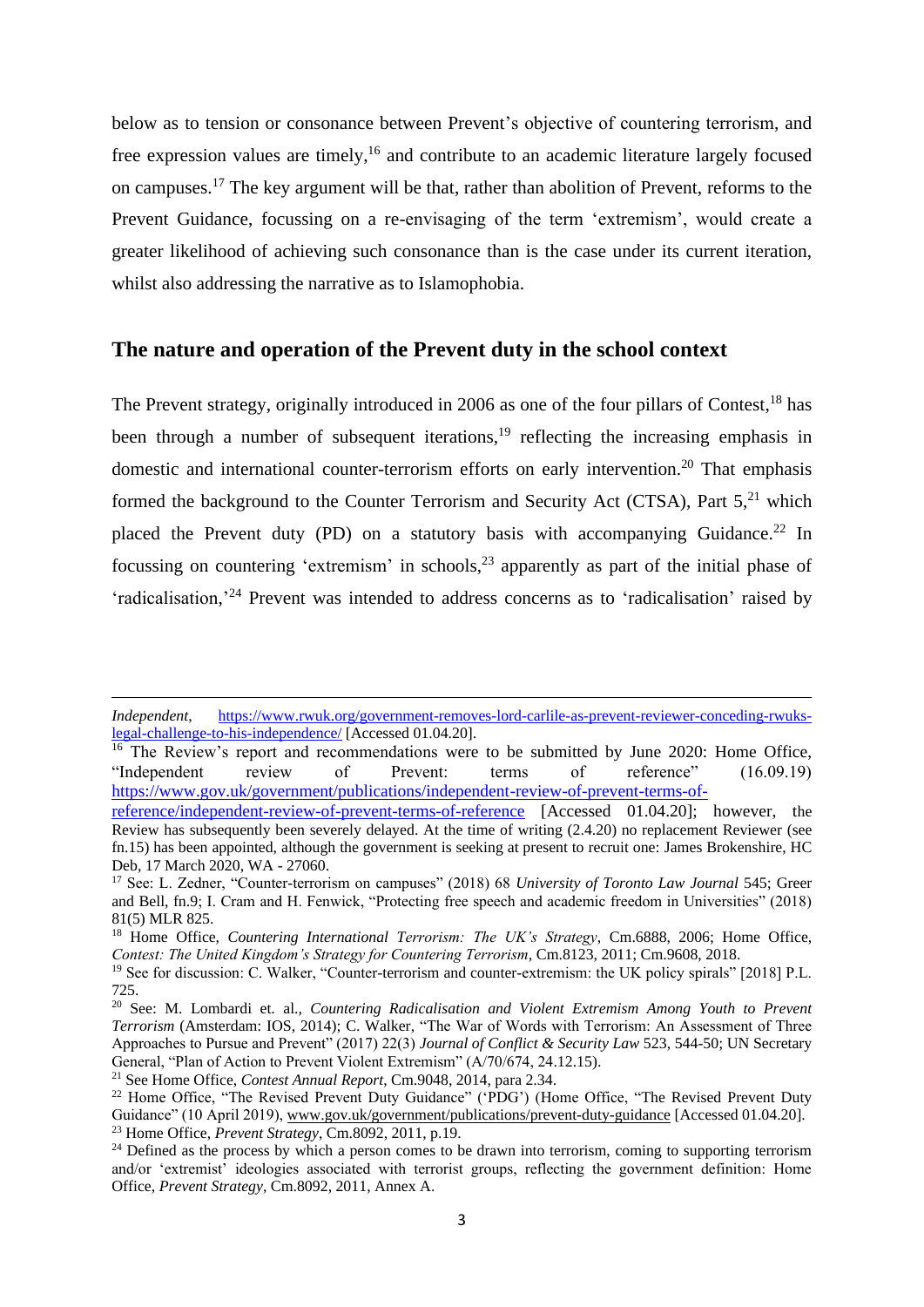below as to tension or consonance between Prevent's objective of countering terrorism, and free expression values are timely,[16] and contribute to an academic literature largely focused on campuses.[17] The key argument will be that, rather than abolition of Prevent, reforms to the Prevent Guidance, focussing on a re-envisaging of the term 'extremism', would create a greater likelihood of achieving such consonance than is the case under its current iteration, whilst also addressing the narrative as to Islamophobia.

## The nature and operation of the Prevent duty in the school context

The Prevent strategy, originally introduced in 2006 as one of the four pillars of Contest,[18] has been through a number of subsequent iterations,[19] reflecting the increasing emphasis in domestic and international counter-terrorism efforts on early intervention.[20] That emphasis formed the background to the Counter Terrorism and Security Act (CTSA), Part 5,[21] which placed the Prevent duty (PD) on a statutory basis with accompanying Guidance.[22] In focussing on countering 'extremism' in schools,[23] apparently as part of the initial phase of 'radicalisation,'[24] Prevent was intended to address concerns as to 'radicalisation' raised by

---

*Independent*, https://www.rwuk.org/government-removes-lord-carlile-as-prevent-reviewer-conceding-rwuks-legal-challenge-to-his-independence/ [Accessed 01.04.20].

[16] The Review's report and recommendations were to be submitted by June 2020: Home Office, "Independent review of Prevent: terms of reference" (16.09.19) https://www.gov.uk/government/publications/independent-review-of-prevent-terms-of-reference/independent-review-of-prevent-terms-of-reference [Accessed 01.04.20]; however, the Review has subsequently been severely delayed. At the time of writing (2.4.20) no replacement Reviewer (see fn.15) has been appointed, although the government is seeking at present to recruit one: James Brokenshire, HC Deb, 17 March 2020, WA - 27060.

[17] See: L. Zedner, "Counter-terrorism on campuses" (2018) 68 *University of Toronto Law Journal* 545; Greer and Bell, fn.9; I. Cram and H. Fenwick, "Protecting free speech and academic freedom in Universities" (2018) 81(5) MLR 825.

[18] Home Office, *Countering International Terrorism: The UK's Strategy*, Cm.6888, 2006; Home Office, *Contest: The United Kingdom's Strategy for Countering Terrorism*, Cm.8123, 2011; Cm.9608, 2018.

[19] See for discussion: C. Walker, "Counter-terrorism and counter-extremism: the UK policy spirals" [2018] P.L. 725.

[20] See: M. Lombardi et. al., *Countering Radicalisation and Violent Extremism Among Youth to Prevent Terrorism* (Amsterdam: IOS, 2014); C. Walker, "The War of Words with Terrorism: An Assessment of Three Approaches to Pursue and Prevent" (2017) 22(3) *Journal of Conflict & Security Law* 523, 544-50; UN Secretary General, "Plan of Action to Prevent Violent Extremism" (A/70/674, 24.12.15).

[21] See Home Office, *Contest Annual Report*, Cm.9048, 2014, para 2.34.

[22] Home Office, "The Revised Prevent Duty Guidance" ('PDG') (Home Office, "The Revised Prevent Duty Guidance" (10 April 2019), www.gov.uk/government/publications/prevent-duty-guidance [Accessed 01.04.20].

[23] Home Office, *Prevent Strategy*, Cm.8092, 2011, p.19.

[24] Defined as the process by which a person comes to be drawn into terrorism, coming to supporting terrorism and/or 'extremist' ideologies associated with terrorist groups, reflecting the government definition: Home Office, *Prevent Strategy*, Cm.8092, 2011, Annex A.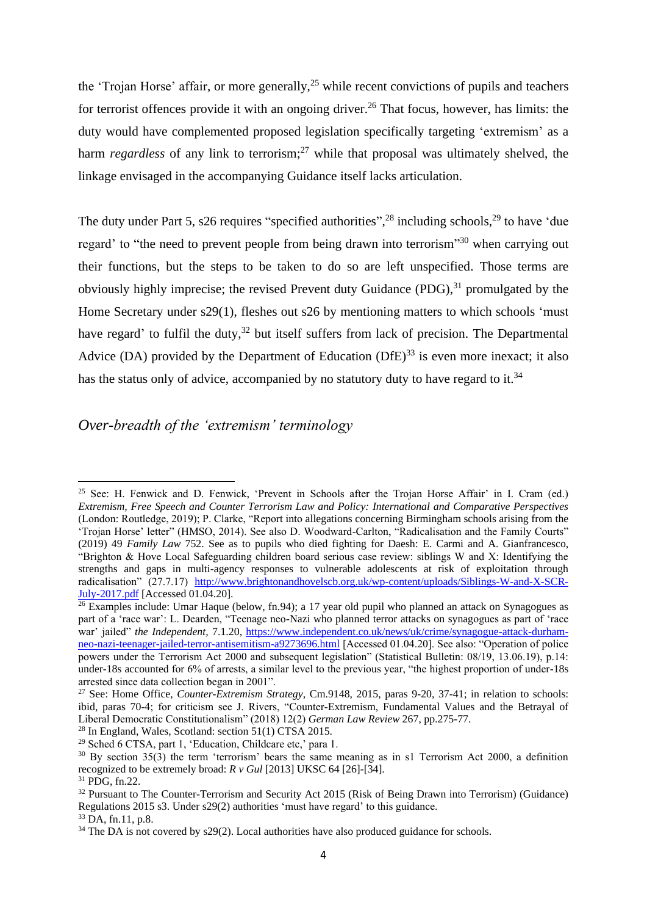the 'Trojan Horse' affair, or more generally,[25] while recent convictions of pupils and teachers for terrorist offences provide it with an ongoing driver.[26] That focus, however, has limits: the duty would have complemented proposed legislation specifically targeting 'extremism' as a harm *regardless* of any link to terrorism;[27] while that proposal was ultimately shelved, the linkage envisaged in the accompanying Guidance itself lacks articulation.

The duty under Part 5, s26 requires "specified authorities",[28] including schools,[29] to have 'due regard' to "the need to prevent people from being drawn into terrorism"[30] when carrying out their functions, but the steps to be taken to do so are left unspecified. Those terms are obviously highly imprecise; the revised Prevent duty Guidance (PDG),[31] promulgated by the Home Secretary under s29(1), fleshes out s26 by mentioning matters to which schools 'must have regard' to fulfil the duty,[32] but itself suffers from lack of precision. The Departmental Advice (DA) provided by the Department of Education (DfE)[33] is even more inexact; it also has the status only of advice, accompanied by no statutory duty to have regard to it.[34]

## *Over-breadth of the 'extremism' terminology*

---

[25] See: H. Fenwick and D. Fenwick, 'Prevent in Schools after the Trojan Horse Affair' in I. Cram (ed.) *Extremism, Free Speech and Counter Terrorism Law and Policy: International and Comparative Perspectives* (London: Routledge, 2019); P. Clarke, "Report into allegations concerning Birmingham schools arising from the 'Trojan Horse' letter" (HMSO, 2014). See also D. Woodward-Carlton, "Radicalisation and the Family Courts" (2019) 49 *Family Law* 752. See as to pupils who died fighting for Daesh: E. Carmi and A. Gianfrancesco, "Brighton & Hove Local Safeguarding children board serious case review: siblings W and X: Identifying the strengths and gaps in multi-agency responses to vulnerable adolescents at risk of exploitation through radicalisation" (27.7.17) http://www.brightonandhovelscb.org.uk/wp-content/uploads/Siblings-W-and-X-SCR-July-2017.pdf [Accessed 01.04.20].

[26] Examples include: Umar Haque (below, fn.94); a 17 year old pupil who planned an attack on Synagogues as part of a 'race war': L. Dearden, "Teenage neo-Nazi who planned terror attacks on synagogues as part of 'race war' jailed" *the Independent*, 7.1.20, https://www.independent.co.uk/news/uk/crime/synagogue-attack-durham-neo-nazi-teenager-jailed-terror-antisemitism-a9273696.html [Accessed 01.04.20]. See also: "Operation of police powers under the Terrorism Act 2000 and subsequent legislation" (Statistical Bulletin: 08/19, 13.06.19), p.14: under-18s accounted for 6% of arrests, a similar level to the previous year, "the highest proportion of under-18s arrested since data collection began in 2001".

[27] See: Home Office, *Counter-Extremism Strategy*, Cm.9148, 2015, paras 9-20, 37-41; in relation to schools: ibid, paras 70-4; for criticism see J. Rivers, "Counter-Extremism, Fundamental Values and the Betrayal of Liberal Democratic Constitutionalism" (2018) 12(2) *German Law Review* 267, pp.275-77.

[28] In England, Wales, Scotland: section 51(1) CTSA 2015.

[29] Sched 6 CTSA, part 1, 'Education, Childcare etc,' para 1.

[30] By section 35(3) the term 'terrorism' bears the same meaning as in s1 Terrorism Act 2000, a definition recognized to be extremely broad: *R v Gul* [2013] UKSC 64 [26]-[34].

[31] PDG, fn.22.

[32] Pursuant to The Counter-Terrorism and Security Act 2015 (Risk of Being Drawn into Terrorism) (Guidance) Regulations 2015 s3. Under s29(2) authorities 'must have regard' to this guidance.

[33] DA, fn.11, p.8.

[34] The DA is not covered by s29(2). Local authorities have also produced guidance for schools.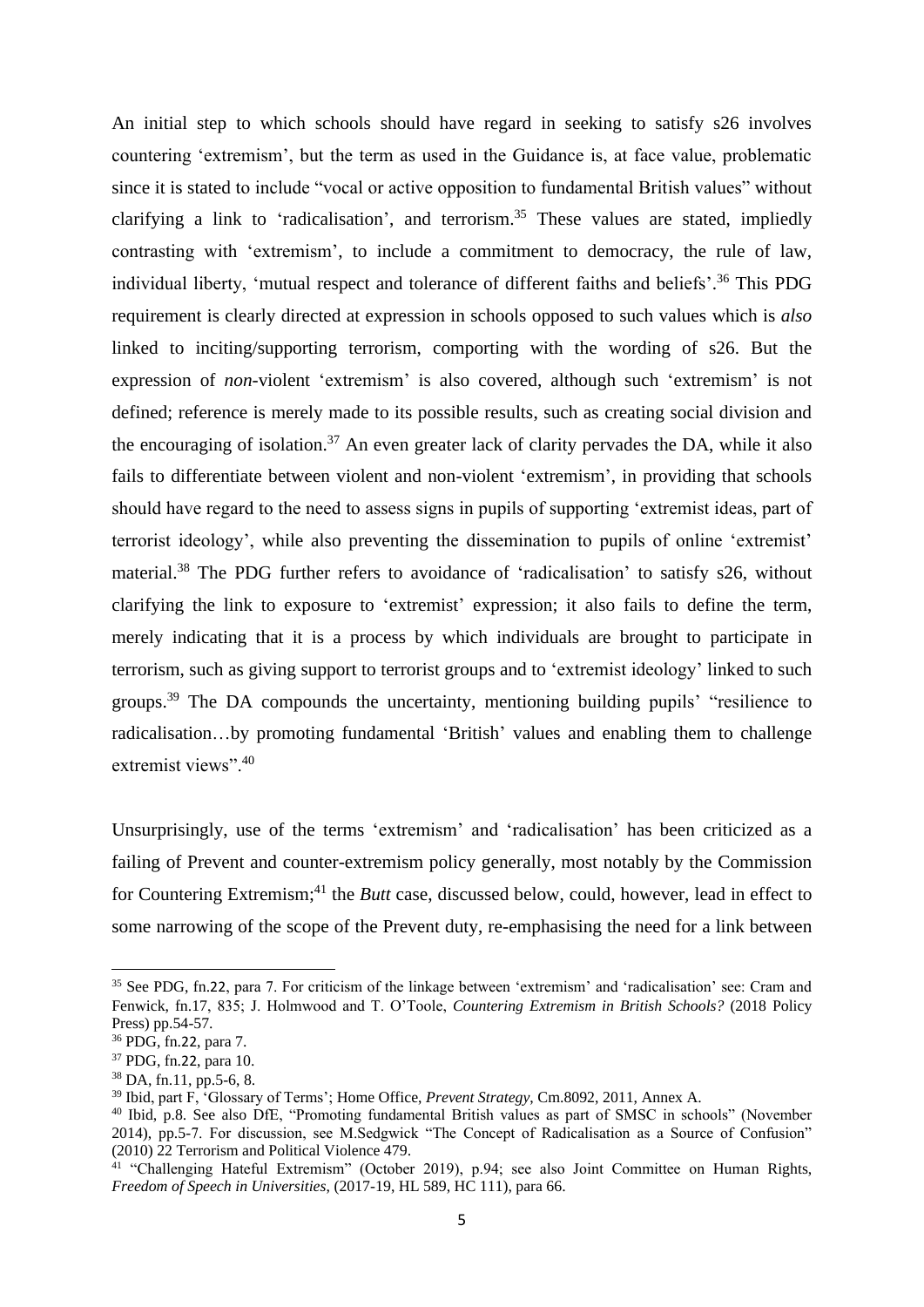An initial step to which schools should have regard in seeking to satisfy s26 involves countering 'extremism', but the term as used in the Guidance is, at face value, problematic since it is stated to include "vocal or active opposition to fundamental British values" without clarifying a link to 'radicalisation', and terrorism.[35] These values are stated, impliedly contrasting with 'extremism', to include a commitment to democracy, the rule of law, individual liberty, 'mutual respect and tolerance of different faiths and beliefs'.[36] This PDG requirement is clearly directed at expression in schools opposed to such values which is *also* linked to inciting/supporting terrorism, comporting with the wording of s26. But the expression of *non*-violent 'extremism' is also covered, although such 'extremism' is not defined; reference is merely made to its possible results, such as creating social division and the encouraging of isolation.[37] An even greater lack of clarity pervades the DA, while it also fails to differentiate between violent and non-violent 'extremism', in providing that schools should have regard to the need to assess signs in pupils of supporting 'extremist ideas, part of terrorist ideology', while also preventing the dissemination to pupils of online 'extremist' material.[38] The PDG further refers to avoidance of 'radicalisation' to satisfy s26, without clarifying the link to exposure to 'extremist' expression; it also fails to define the term, merely indicating that it is a process by which individuals are brought to participate in terrorism, such as giving support to terrorist groups and to 'extremist ideology' linked to such groups.[39] The DA compounds the uncertainty, mentioning building pupils' "resilience to radicalisation…by promoting fundamental 'British' values and enabling them to challenge extremist views".[40]

Unsurprisingly, use of the terms 'extremism' and 'radicalisation' has been criticized as a failing of Prevent and counter-extremism policy generally, most notably by the Commission for Countering Extremism;[41] the *Butt* case, discussed below, could, however, lead in effect to some narrowing of the scope of the Prevent duty, re-emphasising the need for a link between

---

[35] See PDG, fn.22, para 7. For criticism of the linkage between 'extremism' and 'radicalisation' see: Cram and Fenwick, fn.17, 835; J. Holmwood and T. O'Toole, *Countering Extremism in British Schools?* (2018 Policy Press) pp.54-57.

[36] PDG, fn.22, para 7.

[37] PDG, fn.22, para 10.

[38] DA, fn.11, pp.5-6, 8.

[39] Ibid, part F, 'Glossary of Terms'; Home Office, *Prevent Strategy*, Cm.8092, 2011, Annex A.

[40] Ibid, p.8. See also DfE, "Promoting fundamental British values as part of SMSC in schools" (November 2014), pp.5-7. For discussion, see M.Sedgwick "The Concept of Radicalisation as a Source of Confusion" (2010) 22 Terrorism and Political Violence 479.

[41] "Challenging Hateful Extremism" (October 2019), p.94; see also Joint Committee on Human Rights, *Freedom of Speech in Universities*, (2017-19, HL 589, HC 111), para 66.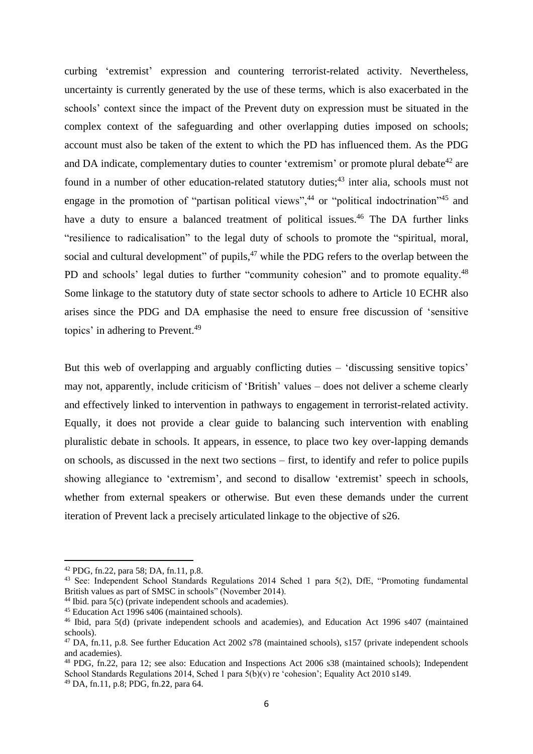curbing 'extremist' expression and countering terrorist-related activity. Nevertheless, uncertainty is currently generated by the use of these terms, which is also exacerbated in the schools' context since the impact of the Prevent duty on expression must be situated in the complex context of the safeguarding and other overlapping duties imposed on schools; account must also be taken of the extent to which the PD has influenced them. As the PDG and DA indicate, complementary duties to counter 'extremism' or promote plural debate[42] are found in a number of other education-related statutory duties;[43] inter alia, schools must not engage in the promotion of "partisan political views",[44] or "political indoctrination"[45] and have a duty to ensure a balanced treatment of political issues.[46] The DA further links "resilience to radicalisation" to the legal duty of schools to promote the "spiritual, moral, social and cultural development" of pupils,[47] while the PDG refers to the overlap between the PD and schools' legal duties to further "community cohesion" and to promote equality.[48] Some linkage to the statutory duty of state sector schools to adhere to Article 10 ECHR also arises since the PDG and DA emphasise the need to ensure free discussion of 'sensitive topics' in adhering to Prevent.[49]

But this web of overlapping and arguably conflicting duties – 'discussing sensitive topics' may not, apparently, include criticism of 'British' values – does not deliver a scheme clearly and effectively linked to intervention in pathways to engagement in terrorist-related activity. Equally, it does not provide a clear guide to balancing such intervention with enabling pluralistic debate in schools. It appears, in essence, to place two key over-lapping demands on schools, as discussed in the next two sections – first, to identify and refer to police pupils showing allegiance to 'extremism', and second to disallow 'extremist' speech in schools, whether from external speakers or otherwise. But even these demands under the current iteration of Prevent lack a precisely articulated linkage to the objective of s26.

---

[42] PDG, fn.22, para 58; DA, fn.11, p.8.

[43] See: Independent School Standards Regulations 2014 Sched 1 para 5(2), DfE, "Promoting fundamental British values as part of SMSC in schools" (November 2014).

[44] Ibid. para 5(c) (private independent schools and academies).

[45] Education Act 1996 s406 (maintained schools).

[46] Ibid, para 5(d) (private independent schools and academies), and Education Act 1996 s407 (maintained schools).

[47] DA, fn.11, p.8. See further Education Act 2002 s78 (maintained schools), s157 (private independent schools and academies).

[48] PDG, fn.22, para 12; see also: Education and Inspections Act 2006 s38 (maintained schools); Independent School Standards Regulations 2014, Sched 1 para 5(b)(v) re 'cohesion'; Equality Act 2010 s149.

[49] DA, fn.11, p.8; PDG, fn.22, para 64.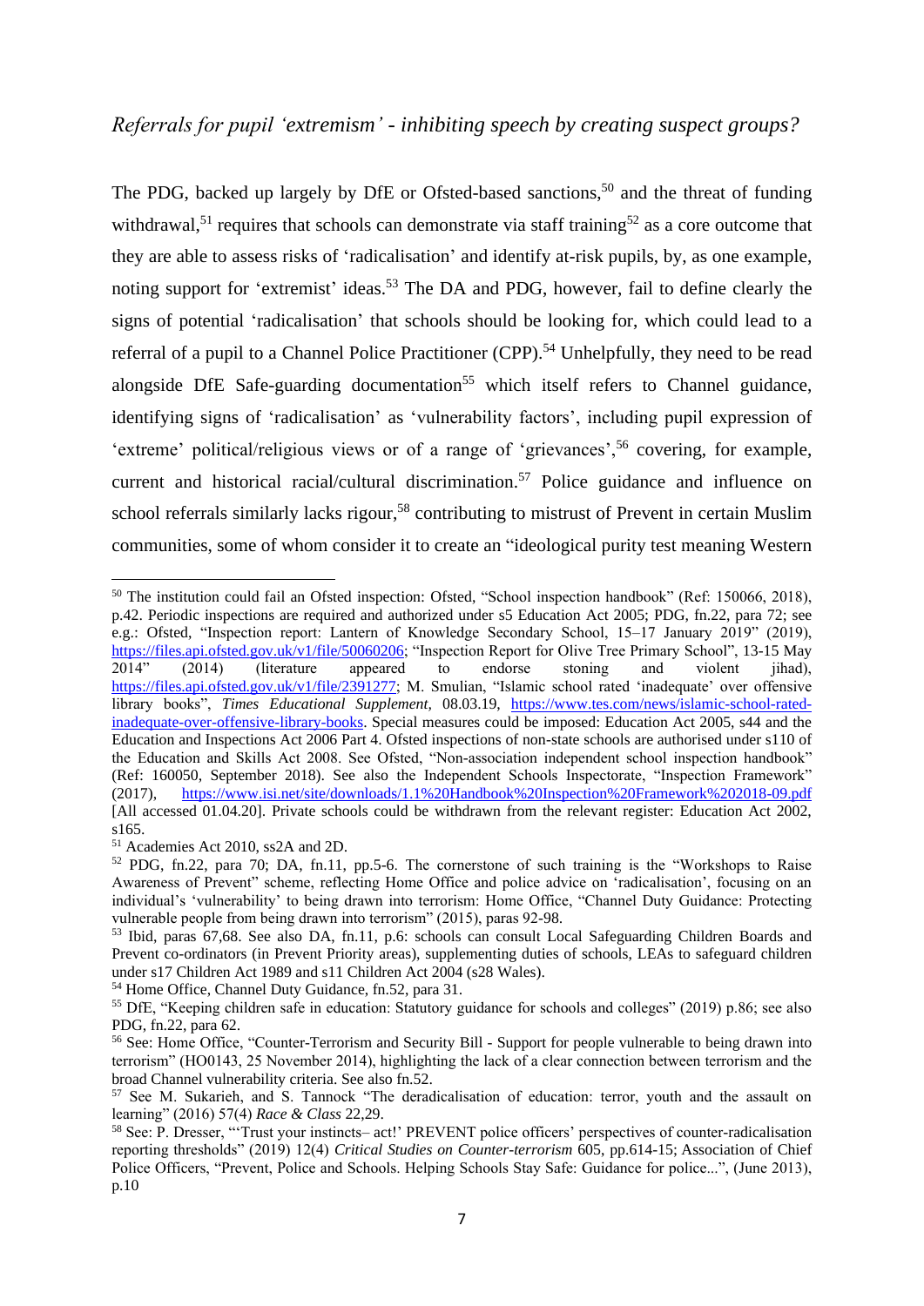*Referrals for pupil 'extremism' - inhibiting speech by creating suspect groups?*

The PDG, backed up largely by DfE or Ofsted-based sanctions,[50] and the threat of funding withdrawal,[51] requires that schools can demonstrate via staff training[52] as a core outcome that they are able to assess risks of 'radicalisation' and identify at-risk pupils, by, as one example, noting support for 'extremist' ideas.[53] The DA and PDG, however, fail to define clearly the signs of potential 'radicalisation' that schools should be looking for, which could lead to a referral of a pupil to a Channel Police Practitioner (CPP).[54] Unhelpfully, they need to be read alongside DfE Safe-guarding documentation[55] which itself refers to Channel guidance, identifying signs of 'radicalisation' as 'vulnerability factors', including pupil expression of 'extreme' political/religious views or of a range of 'grievances',[56] covering, for example, current and historical racial/cultural discrimination.[57] Police guidance and influence on school referrals similarly lacks rigour,[58] contributing to mistrust of Prevent in certain Muslim communities, some of whom consider it to create an "ideological purity test meaning Western

---

[50] The institution could fail an Ofsted inspection: Ofsted, "School inspection handbook" (Ref: 150066, 2018), p.42. Periodic inspections are required and authorized under s5 Education Act 2005; PDG, fn.22, para 72; see e.g.: Ofsted, "Inspection report: Lantern of Knowledge Secondary School, 15–17 January 2019" (2019), https://files.api.ofsted.gov.uk/v1/file/50060206; "Inspection Report for Olive Tree Primary School", 13-15 May 2014" (2014) (literature appeared to endorse stoning and violent jihad), https://files.api.ofsted.gov.uk/v1/file/2391277; M. Smulian, "Islamic school rated 'inadequate' over offensive library books", *Times Educational Supplement*, 08.03.19, https://www.tes.com/news/islamic-school-rated-inadequate-over-offensive-library-books. Special measures could be imposed: Education Act 2005, s44 and the Education and Inspections Act 2006 Part 4. Ofsted inspections of non-state schools are authorised under s110 of the Education and Skills Act 2008. See Ofsted, "Non-association independent school inspection handbook" (Ref: 160050, September 2018). See also the Independent Schools Inspectorate, "Inspection Framework" (2017), https://www.isi.net/site/downloads/1.1%20Handbook%20Inspection%20Framework%202018-09.pdf [All accessed 01.04.20]. Private schools could be withdrawn from the relevant register: Education Act 2002, s165.

[51] Academies Act 2010, ss2A and 2D.

[52] PDG, fn.22, para 70; DA, fn.11, pp.5-6. The cornerstone of such training is the "Workshops to Raise Awareness of Prevent" scheme, reflecting Home Office and police advice on 'radicalisation', focusing on an individual's 'vulnerability' to being drawn into terrorism: Home Office, "Channel Duty Guidance: Protecting vulnerable people from being drawn into terrorism" (2015), paras 92-98.

[53] Ibid, paras 67,68. See also DA, fn.11, p.6: schools can consult Local Safeguarding Children Boards and Prevent co-ordinators (in Prevent Priority areas), supplementing duties of schools, LEAs to safeguard children under s17 Children Act 1989 and s11 Children Act 2004 (s28 Wales).

[54] Home Office, Channel Duty Guidance, fn.52, para 31.

[55] DfE, "Keeping children safe in education: Statutory guidance for schools and colleges" (2019) p.86; see also PDG, fn.22, para 62.

[56] See: Home Office, "Counter-Terrorism and Security Bill - Support for people vulnerable to being drawn into terrorism" (HO0143, 25 November 2014), highlighting the lack of a clear connection between terrorism and the broad Channel vulnerability criteria. See also fn.52.

[57] See M. Sukarieh, and S. Tannock "The deradicalisation of education: terror, youth and the assault on learning" (2016) 57(4) *Race & Class* 22,29.

[58] See: P. Dresser, "'Trust your instincts– act!' PREVENT police officers' perspectives of counter-radicalisation reporting thresholds" (2019) 12(4) *Critical Studies on Counter-terrorism* 605, pp.614-15; Association of Chief Police Officers, "Prevent, Police and Schools. Helping Schools Stay Safe: Guidance for police...", (June 2013), p.10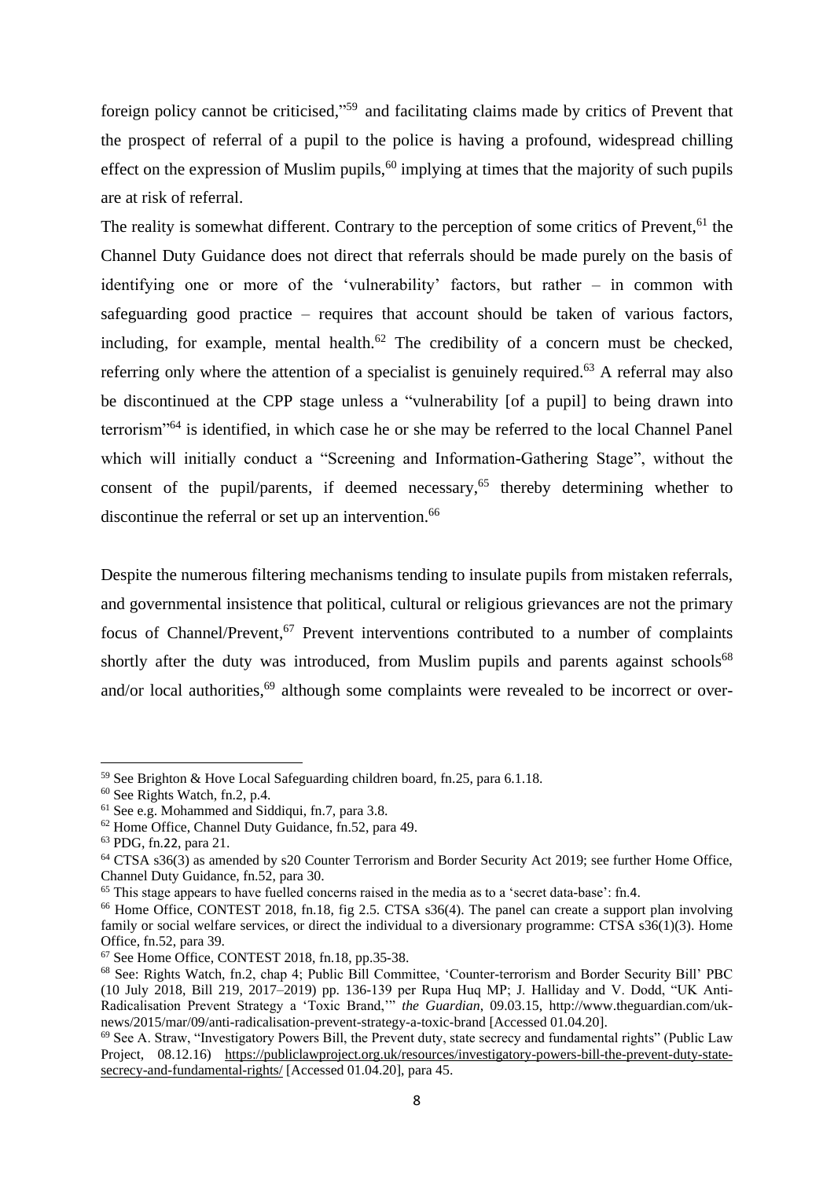foreign policy cannot be criticised,"[59] and facilitating claims made by critics of Prevent that the prospect of referral of a pupil to the police is having a profound, widespread chilling effect on the expression of Muslim pupils,[60] implying at times that the majority of such pupils are at risk of referral.

The reality is somewhat different. Contrary to the perception of some critics of Prevent,[61] the Channel Duty Guidance does not direct that referrals should be made purely on the basis of identifying one or more of the 'vulnerability' factors, but rather – in common with safeguarding good practice – requires that account should be taken of various factors, including, for example, mental health.[62] The credibility of a concern must be checked, referring only where the attention of a specialist is genuinely required.[63] A referral may also be discontinued at the CPP stage unless a "vulnerability [of a pupil] to being drawn into terrorism"[64] is identified, in which case he or she may be referred to the local Channel Panel which will initially conduct a "Screening and Information-Gathering Stage", without the consent of the pupil/parents, if deemed necessary,[65] thereby determining whether to discontinue the referral or set up an intervention.[66]

Despite the numerous filtering mechanisms tending to insulate pupils from mistaken referrals, and governmental insistence that political, cultural or religious grievances are not the primary focus of Channel/Prevent,[67] Prevent interventions contributed to a number of complaints shortly after the duty was introduced, from Muslim pupils and parents against schools[68] and/or local authorities,[69] although some complaints were revealed to be incorrect or over-

---

[59] See Brighton & Hove Local Safeguarding children board, fn.25, para 6.1.18.

[60] See Rights Watch, fn.2, p.4.

[61] See e.g. Mohammed and Siddiqui, fn.7, para 3.8.

[62] Home Office, Channel Duty Guidance, fn.52, para 49.

[63] PDG, fn.22, para 21.

[64] CTSA s36(3) as amended by s20 Counter Terrorism and Border Security Act 2019; see further Home Office, Channel Duty Guidance, fn.52, para 30.

[65] This stage appears to have fuelled concerns raised in the media as to a 'secret data-base': fn.4.

[66] Home Office, CONTEST 2018, fn.18, fig 2.5. CTSA s36(4). The panel can create a support plan involving family or social welfare services, or direct the individual to a diversionary programme: CTSA s36(1)(3). Home Office, fn.52, para 39.

[67] See Home Office, CONTEST 2018, fn.18, pp.35-38.

[68] See: Rights Watch, fn.2, chap 4; Public Bill Committee, 'Counter-terrorism and Border Security Bill' PBC (10 July 2018, Bill 219, 2017–2019) pp. 136-139 per Rupa Huq MP; J. Halliday and V. Dodd, "UK Anti-Radicalisation Prevent Strategy a 'Toxic Brand,'" *the Guardian*, 09.03.15, http://www.theguardian.com/uk-news/2015/mar/09/anti-radicalisation-prevent-strategy-a-toxic-brand [Accessed 01.04.20].

[69] See A. Straw, "Investigatory Powers Bill, the Prevent duty, state secrecy and fundamental rights" (Public Law Project, 08.12.16) https://publiclawproject.org.uk/resources/investigatory-powers-bill-the-prevent-duty-state-secrecy-and-fundamental-rights/ [Accessed 01.04.20], para 45.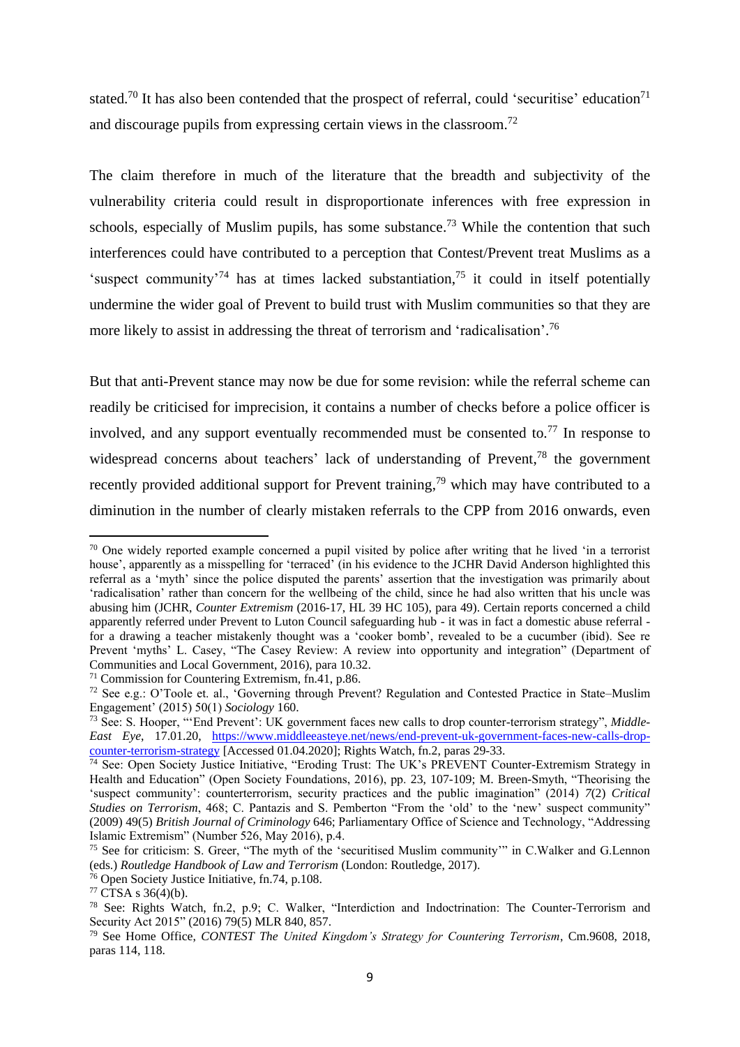stated.[70] It has also been contended that the prospect of referral, could 'securitise' education[71] and discourage pupils from expressing certain views in the classroom.[72]

The claim therefore in much of the literature that the breadth and subjectivity of the vulnerability criteria could result in disproportionate inferences with free expression in schools, especially of Muslim pupils, has some substance.[73] While the contention that such interferences could have contributed to a perception that Contest/Prevent treat Muslims as a 'suspect community'[74] has at times lacked substantiation,[75] it could in itself potentially undermine the wider goal of Prevent to build trust with Muslim communities so that they are more likely to assist in addressing the threat of terrorism and 'radicalisation'.[76]

But that anti-Prevent stance may now be due for some revision: while the referral scheme can readily be criticised for imprecision, it contains a number of checks before a police officer is involved, and any support eventually recommended must be consented to.[77] In response to widespread concerns about teachers' lack of understanding of Prevent,[78] the government recently provided additional support for Prevent training,[79] which may have contributed to a diminution in the number of clearly mistaken referrals to the CPP from 2016 onwards, even

---

[70] One widely reported example concerned a pupil visited by police after writing that he lived 'in a terrorist house', apparently as a misspelling for 'terraced' (in his evidence to the JCHR David Anderson highlighted this referral as a 'myth' since the police disputed the parents' assertion that the investigation was primarily about 'radicalisation' rather than concern for the wellbeing of the child, since he had also written that his uncle was abusing him (JCHR, *Counter Extremism* (2016-17, HL 39 HC 105), para 49). Certain reports concerned a child apparently referred under Prevent to Luton Council safeguarding hub - it was in fact a domestic abuse referral - for a drawing a teacher mistakenly thought was a 'cooker bomb', revealed to be a cucumber (ibid). See re Prevent 'myths' L. Casey, "The Casey Review: A review into opportunity and integration" (Department of Communities and Local Government, 2016), para 10.32.

[71] Commission for Countering Extremism, fn.41, p.86.

[72] See e.g.: O'Toole et. al., 'Governing through Prevent? Regulation and Contested Practice in State–Muslim Engagement' (2015) 50(1) *Sociology* 160.

[73] See: S. Hooper, "'End Prevent': UK government faces new calls to drop counter-terrorism strategy", *Middle-East Eye*, 17.01.20, https://www.middleeasteye.net/news/end-prevent-uk-government-faces-new-calls-drop-counter-terrorism-strategy [Accessed 01.04.2020]; Rights Watch, fn.2, paras 29-33.

[74] See: Open Society Justice Initiative, "Eroding Trust: The UK's PREVENT Counter-Extremism Strategy in Health and Education" (Open Society Foundations, 2016), pp. 23, 107-109; M. Breen-Smyth, "Theorising the 'suspect community': counterterrorism, security practices and the public imagination" (2014) *7*(2) *Critical Studies on Terrorism*, 468; C. Pantazis and S. Pemberton "From the 'old' to the 'new' suspect community" (2009) 49(5) *British Journal of Criminology* 646; Parliamentary Office of Science and Technology, "Addressing Islamic Extremism" (Number 526, May 2016), p.4.

[75] See for criticism: S. Greer, "The myth of the 'securitised Muslim community'" in C.Walker and G.Lennon (eds.) *Routledge Handbook of Law and Terrorism* (London: Routledge, 2017).

[76] Open Society Justice Initiative, fn.74, p.108.

[77] CTSA s 36(4)(b).

[78] See: Rights Watch, fn.2, p.9; C. Walker, "Interdiction and Indoctrination: The Counter-Terrorism and Security Act 2015" (2016) 79(5) MLR 840, 857.

[79] See Home Office, *CONTEST The United Kingdom's Strategy for Countering Terrorism*, Cm.9608, 2018, paras 114, 118.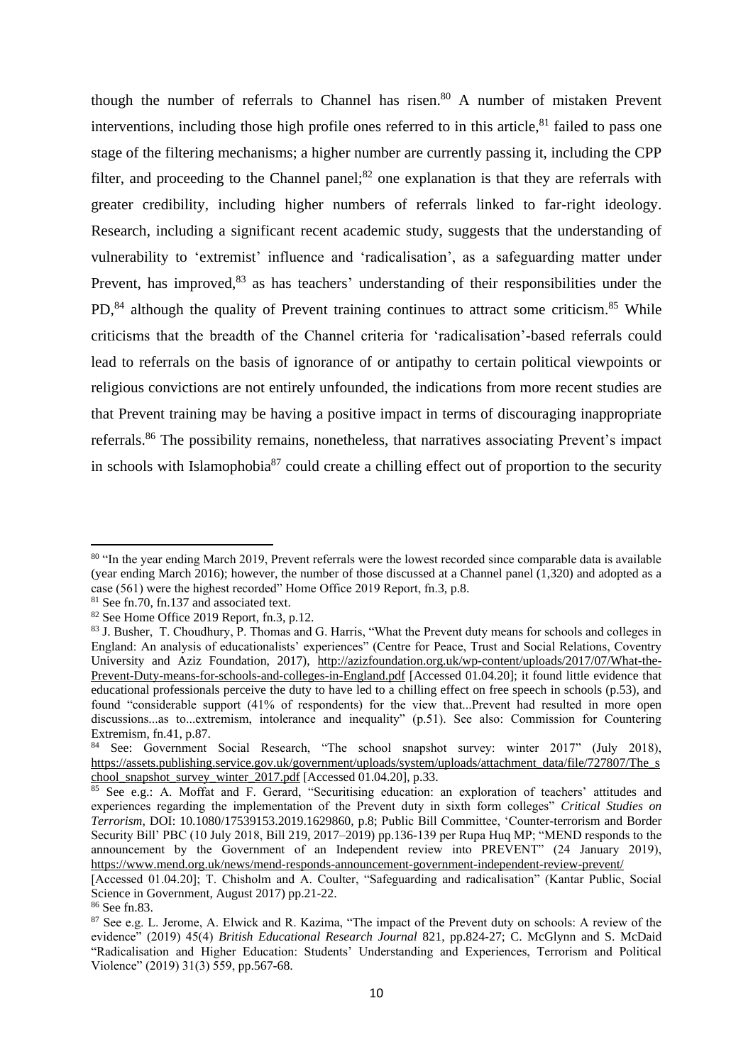though the number of referrals to Channel has risen.[80] A number of mistaken Prevent interventions, including those high profile ones referred to in this article,[81] failed to pass one stage of the filtering mechanisms; a higher number are currently passing it, including the CPP filter, and proceeding to the Channel panel;[82] one explanation is that they are referrals with greater credibility, including higher numbers of referrals linked to far-right ideology. Research, including a significant recent academic study, suggests that the understanding of vulnerability to 'extremist' influence and 'radicalisation', as a safeguarding matter under Prevent, has improved,[83] as has teachers' understanding of their responsibilities under the PD,[84] although the quality of Prevent training continues to attract some criticism.[85] While criticisms that the breadth of the Channel criteria for 'radicalisation'-based referrals could lead to referrals on the basis of ignorance of or antipathy to certain political viewpoints or religious convictions are not entirely unfounded, the indications from more recent studies are that Prevent training may be having a positive impact in terms of discouraging inappropriate referrals.[86] The possibility remains, nonetheless, that narratives associating Prevent's impact in schools with Islamophobia[87] could create a chilling effect out of proportion to the security

---

[80] "In the year ending March 2019, Prevent referrals were the lowest recorded since comparable data is available (year ending March 2016); however, the number of those discussed at a Channel panel (1,320) and adopted as a case (561) were the highest recorded" Home Office 2019 Report, fn.3, p.8.

[81] See fn.70, fn.137 and associated text.

[82] See Home Office 2019 Report, fn.3, p.12.

[83] J. Busher, T. Choudhury, P. Thomas and G. Harris, "What the Prevent duty means for schools and colleges in England: An analysis of educationalists' experiences" (Centre for Peace, Trust and Social Relations, Coventry University and Aziz Foundation, 2017), http://azizfoundation.org.uk/wp-content/uploads/2017/07/What-the-Prevent-Duty-means-for-schools-and-colleges-in-England.pdf [Accessed 01.04.20]; it found little evidence that educational professionals perceive the duty to have led to a chilling effect on free speech in schools (p.53), and found "considerable support (41% of respondents) for the view that...Prevent had resulted in more open discussions...as to...extremism, intolerance and inequality" (p.51). See also: Commission for Countering Extremism, fn.41, p.87.

[84] See: Government Social Research, "The school snapshot survey: winter 2017" (July 2018), https://assets.publishing.service.gov.uk/government/uploads/system/uploads/attachment_data/file/727807/The_school_snapshot_survey_winter_2017.pdf [Accessed 01.04.20], p.33.

[85] See e.g.: A. Moffat and F. Gerard, "Securitising education: an exploration of teachers' attitudes and experiences regarding the implementation of the Prevent duty in sixth form colleges" *Critical Studies on Terrorism*, DOI: 10.1080/17539153.2019.1629860, p.8; Public Bill Committee, 'Counter-terrorism and Border Security Bill' PBC (10 July 2018, Bill 219, 2017–2019) pp.136-139 per Rupa Huq MP; "MEND responds to the announcement by the Government of an Independent review into PREVENT" (24 January 2019), https://www.mend.org.uk/news/mend-responds-announcement-government-independent-review-prevent/ [Accessed 01.04.20]; T. Chisholm and A. Coulter, "Safeguarding and radicalisation" (Kantar Public, Social Science in Government, August 2017) pp.21-22.

[86] See fn.83.

[87] See e.g. L. Jerome, A. Elwick and R. Kazima, "The impact of the Prevent duty on schools: A review of the evidence" (2019) 45(4) *British Educational Research Journal* 821, pp.824-27; C. McGlynn and S. McDaid "Radicalisation and Higher Education: Students' Understanding and Experiences, Terrorism and Political Violence" (2019) 31(3) 559, pp.567-68.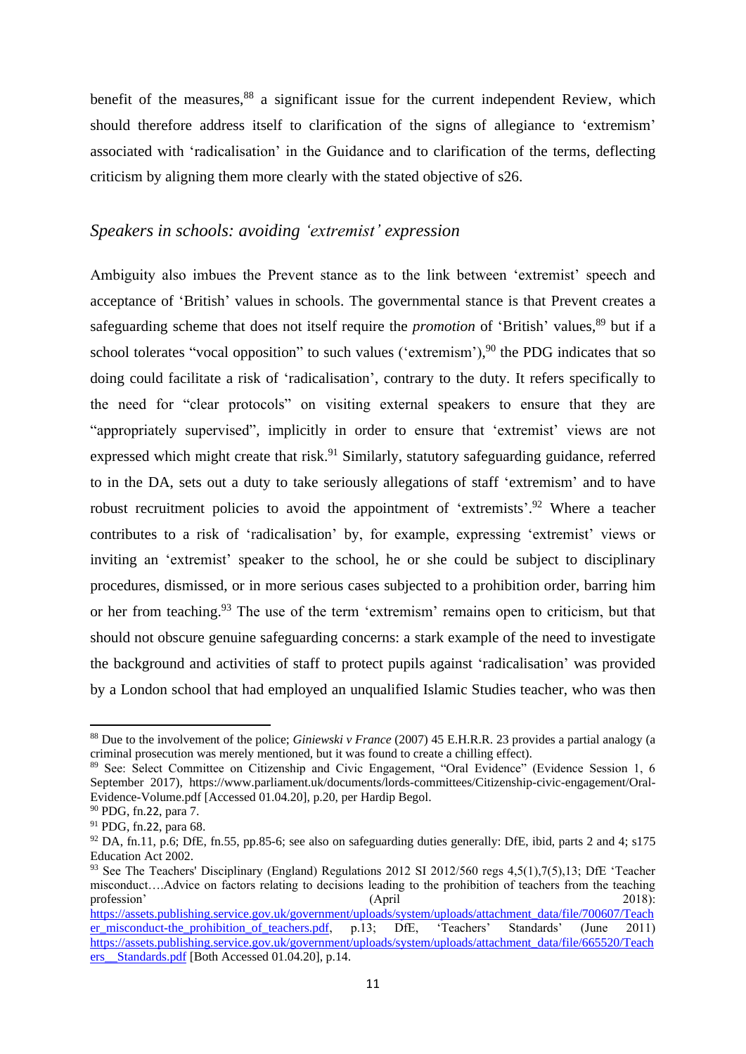benefit of the measures,[88] a significant issue for the current independent Review, which should therefore address itself to clarification of the signs of allegiance to 'extremism' associated with 'radicalisation' in the Guidance and to clarification of the terms, deflecting criticism by aligning them more clearly with the stated objective of s26.

### *Speakers in schools: avoiding 'extremist' expression*

Ambiguity also imbues the Prevent stance as to the link between 'extremist' speech and acceptance of 'British' values in schools. The governmental stance is that Prevent creates a safeguarding scheme that does not itself require the *promotion* of 'British' values,[89] but if a school tolerates "vocal opposition" to such values ('extremism'),[90] the PDG indicates that so doing could facilitate a risk of 'radicalisation', contrary to the duty. It refers specifically to the need for "clear protocols" on visiting external speakers to ensure that they are "appropriately supervised", implicitly in order to ensure that 'extremist' views are not expressed which might create that risk.[91] Similarly, statutory safeguarding guidance, referred to in the DA, sets out a duty to take seriously allegations of staff 'extremism' and to have robust recruitment policies to avoid the appointment of 'extremists'.[92] Where a teacher contributes to a risk of 'radicalisation' by, for example, expressing 'extremist' views or inviting an 'extremist' speaker to the school, he or she could be subject to disciplinary procedures, dismissed, or in more serious cases subjected to a prohibition order, barring him or her from teaching.[93] The use of the term 'extremism' remains open to criticism, but that should not obscure genuine safeguarding concerns: a stark example of the need to investigate the background and activities of staff to protect pupils against 'radicalisation' was provided by a London school that had employed an unqualified Islamic Studies teacher, who was then

---

[88] Due to the involvement of the police; *Giniewski v France* (2007) 45 E.H.R.R. 23 provides a partial analogy (a criminal prosecution was merely mentioned, but it was found to create a chilling effect).

[89] See: Select Committee on Citizenship and Civic Engagement, "Oral Evidence" (Evidence Session 1, 6 September 2017), https://www.parliament.uk/documents/lords-committees/Citizenship-civic-engagement/Oral-Evidence-Volume.pdf [Accessed 01.04.20], p.20, per Hardip Begol.

[90] PDG, fn.22, para 7.

[91] PDG, fn.22, para 68.

[92] DA, fn.11, p.6; DfE, fn.55, pp.85-6; see also on safeguarding duties generally: DfE, ibid, parts 2 and 4; s175 Education Act 2002.

[93] See The Teachers' Disciplinary (England) Regulations 2012 SI 2012/560 regs 4,5(1),7(5),13; DfE 'Teacher misconduct….Advice on factors relating to decisions leading to the prohibition of teachers from the teaching profession' (April 2018): https://assets.publishing.service.gov.uk/government/uploads/system/uploads/attachment_data/file/700607/Teacher_misconduct-the_prohibition_of_teachers.pdf, p.13; DfE, 'Teachers' Standards' (June 2011) https://assets.publishing.service.gov.uk/government/uploads/system/uploads/attachment_data/file/665520/Teachers__Standards.pdf [Both Accessed 01.04.20], p.14.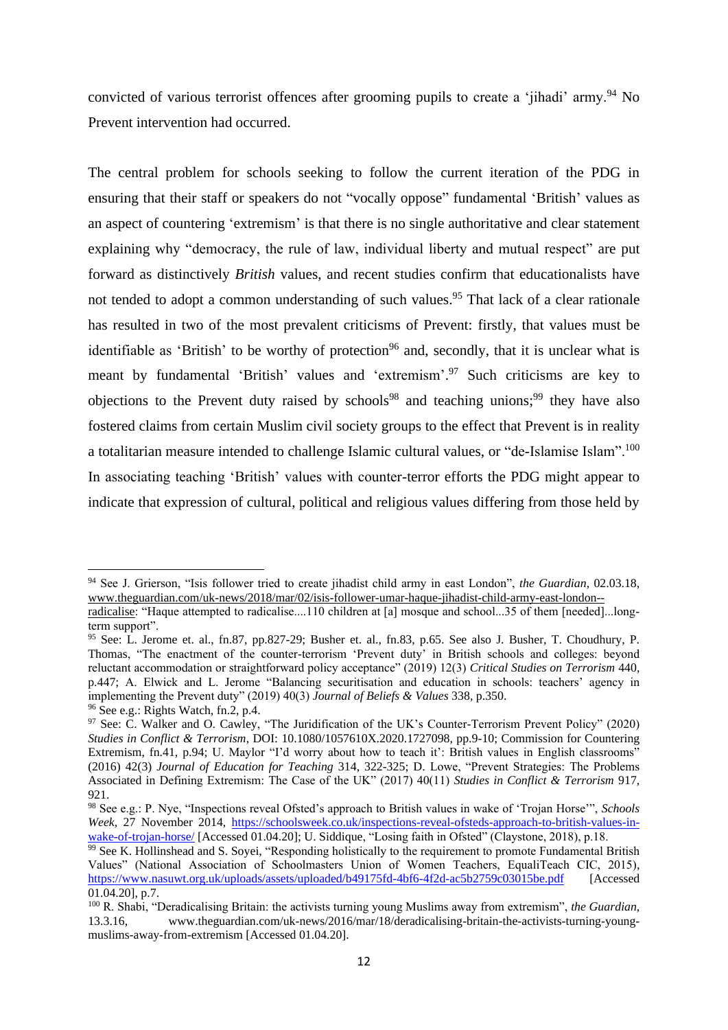convicted of various terrorist offences after grooming pupils to create a 'jihadi' army.[94] No Prevent intervention had occurred.

The central problem for schools seeking to follow the current iteration of the PDG in ensuring that their staff or speakers do not "vocally oppose" fundamental 'British' values as an aspect of countering 'extremism' is that there is no single authoritative and clear statement explaining why "democracy, the rule of law, individual liberty and mutual respect" are put forward as distinctively *British* values, and recent studies confirm that educationalists have not tended to adopt a common understanding of such values.[95] That lack of a clear rationale has resulted in two of the most prevalent criticisms of Prevent: firstly, that values must be identifiable as 'British' to be worthy of protection[96] and, secondly, that it is unclear what is meant by fundamental 'British' values and 'extremism'.[97] Such criticisms are key to objections to the Prevent duty raised by schools[98] and teaching unions;[99] they have also fostered claims from certain Muslim civil society groups to the effect that Prevent is in reality a totalitarian measure intended to challenge Islamic cultural values, or "de-Islamise Islam".[100] In associating teaching 'British' values with counter-terror efforts the PDG might appear to indicate that expression of cultural, political and religious values differing from those held by

---

[94] See J. Grierson, "Isis follower tried to create jihadist child army in east London", *the Guardian*, 02.03.18, www.theguardian.com/uk-news/2018/mar/02/isis-follower-umar-haque-jihadist-child-army-east-london--radicalise: "Haque attempted to radicalise....110 children at [a] mosque and school...35 of them [needed]...long-term support".

[95] See: L. Jerome et. al., fn.87, pp.827-29; Busher et. al., fn.83, p.65. See also J. Busher, T. Choudhury, P. Thomas, "The enactment of the counter-terrorism 'Prevent duty' in British schools and colleges: beyond reluctant accommodation or straightforward policy acceptance" (2019) 12(3) *Critical Studies on Terrorism* 440, p.447; A. Elwick and L. Jerome "Balancing securitisation and education in schools: teachers' agency in implementing the Prevent duty" (2019) 40(3) *Journal of Beliefs & Values* 338, p.350.

[96] See e.g.: Rights Watch, fn.2, p.4.

[97] See: C. Walker and O. Cawley, "The Juridification of the UK's Counter-Terrorism Prevent Policy" (2020) *Studies in Conflict & Terrorism*, DOI: 10.1080/1057610X.2020.1727098, pp.9-10; Commission for Countering Extremism, fn.41, p.94; U. Maylor "I'd worry about how to teach it': British values in English classrooms" (2016) 42(3) *Journal of Education for Teaching* 314, 322-325; D. Lowe, "Prevent Strategies: The Problems Associated in Defining Extremism: The Case of the UK" (2017) 40(11) *Studies in Conflict & Terrorism* 917, 921.

[98] See e.g.: P. Nye, "Inspections reveal Ofsted's approach to British values in wake of 'Trojan Horse'", *Schools Week*, 27 November 2014, https://schoolsweek.co.uk/inspections-reveal-ofsteds-approach-to-british-values-in-wake-of-trojan-horse/ [Accessed 01.04.20]; U. Siddique, "Losing faith in Ofsted" (Claystone, 2018), p.18.

[99] See K. Hollinshead and S. Soyei, "Responding holistically to the requirement to promote Fundamental British Values" (National Association of Schoolmasters Union of Women Teachers, EqualiTeach CIC, 2015), https://www.nasuwt.org.uk/uploads/assets/uploaded/b49175fd-4bf6-4f2d-ac5b2759c03015be.pdf [Accessed 01.04.20], p.7.

[100] R. Shabi, "Deradicalising Britain: the activists turning young Muslims away from extremism", *the Guardian*, 13.3.16, www.theguardian.com/uk-news/2016/mar/18/deradicalising-britain-the-activists-turning-young-muslims-away-from-extremism [Accessed 01.04.20].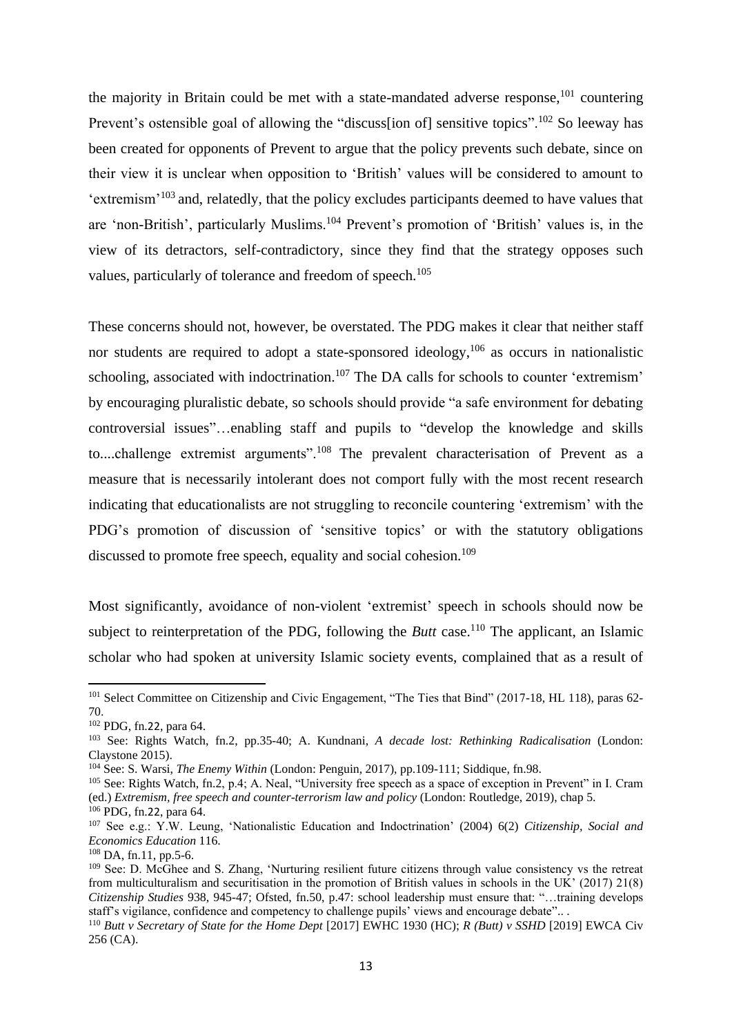the majority in Britain could be met with a state-mandated adverse response,[101] countering Prevent's ostensible goal of allowing the "discuss[ion of] sensitive topics".[102] So leeway has been created for opponents of Prevent to argue that the policy prevents such debate, since on their view it is unclear when opposition to 'British' values will be considered to amount to 'extremism'[103] and, relatedly, that the policy excludes participants deemed to have values that are 'non-British', particularly Muslims.[104] Prevent's promotion of 'British' values is, in the view of its detractors, self-contradictory, since they find that the strategy opposes such values, particularly of tolerance and freedom of speech.[105]

These concerns should not, however, be overstated. The PDG makes it clear that neither staff nor students are required to adopt a state-sponsored ideology,[106] as occurs in nationalistic schooling, associated with indoctrination.[107] The DA calls for schools to counter 'extremism' by encouraging pluralistic debate, so schools should provide "a safe environment for debating controversial issues"…enabling staff and pupils to "develop the knowledge and skills to....challenge extremist arguments".[108] The prevalent characterisation of Prevent as a measure that is necessarily intolerant does not comport fully with the most recent research indicating that educationalists are not struggling to reconcile countering 'extremism' with the PDG's promotion of discussion of 'sensitive topics' or with the statutory obligations discussed to promote free speech, equality and social cohesion.[109]

Most significantly, avoidance of non-violent 'extremist' speech in schools should now be subject to reinterpretation of the PDG, following the *Butt* case.[110] The applicant, an Islamic scholar who had spoken at university Islamic society events, complained that as a result of

---

[101] Select Committee on Citizenship and Civic Engagement, "The Ties that Bind" (2017-18, HL 118), paras 62-70.

[102] PDG, fn.22, para 64.

[103] See: Rights Watch, fn.2, pp.35-40; A. Kundnani, *A decade lost: Rethinking Radicalisation* (London: Claystone 2015).

[104] See: S. Warsi, *The Enemy Within* (London: Penguin, 2017), pp.109-111; Siddique, fn.98.

[105] See: Rights Watch, fn.2, p.4; A. Neal, "University free speech as a space of exception in Prevent" in I. Cram (ed.) *Extremism, free speech and counter-terrorism law and policy* (London: Routledge, 2019), chap 5.

[106] PDG, fn.22, para 64.

[107] See e.g.: Y.W. Leung, 'Nationalistic Education and Indoctrination' (2004) 6(2) *Citizenship, Social and Economics Education* 116.

[108] DA, fn.11, pp.5-6.

[109] See: D. McGhee and S. Zhang, 'Nurturing resilient future citizens through value consistency vs the retreat from multiculturalism and securitisation in the promotion of British values in schools in the UK' (2017) 21(8) *Citizenship Studies* 938, 945-47; Ofsted, fn.50, p.47: school leadership must ensure that: "…training develops staff's vigilance, confidence and competency to challenge pupils' views and encourage debate".. .

[110] *Butt v Secretary of State for the Home Dept* [2017] EWHC 1930 (HC); *R (Butt) v SSHD* [2019] EWCA Civ 256 (CA).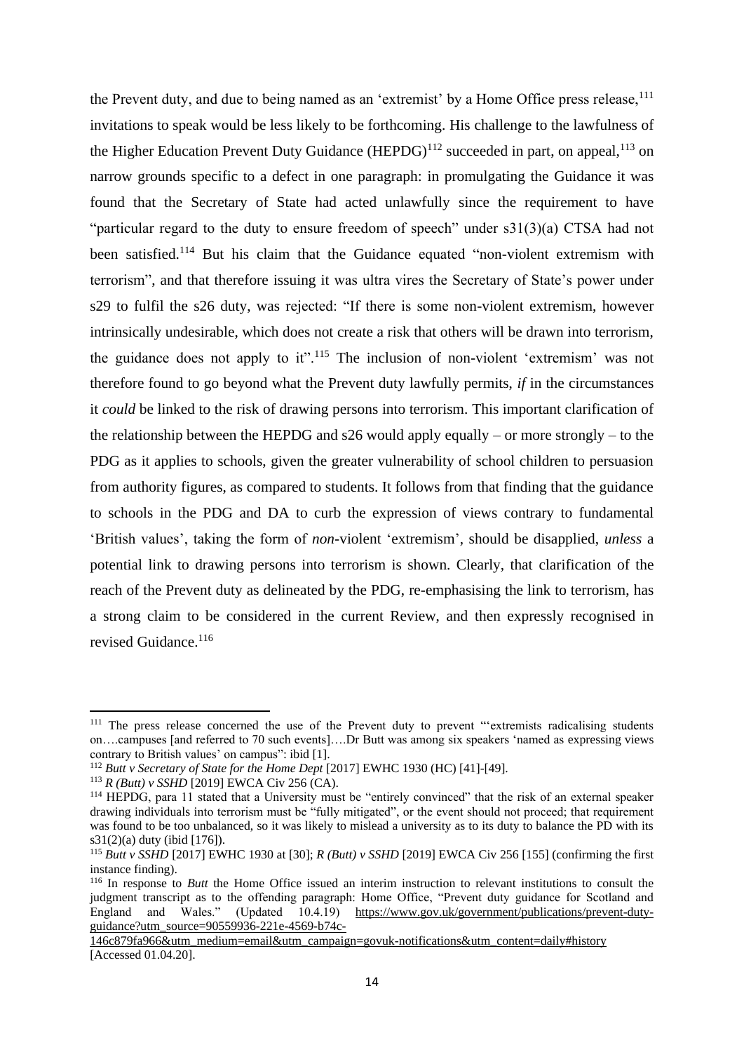the Prevent duty, and due to being named as an 'extremist' by a Home Office press release,[111] invitations to speak would be less likely to be forthcoming. His challenge to the lawfulness of the Higher Education Prevent Duty Guidance (HEPDG)[112] succeeded in part, on appeal,[113] on narrow grounds specific to a defect in one paragraph: in promulgating the Guidance it was found that the Secretary of State had acted unlawfully since the requirement to have "particular regard to the duty to ensure freedom of speech" under s31(3)(a) CTSA had not been satisfied.[114] But his claim that the Guidance equated "non-violent extremism with terrorism", and that therefore issuing it was ultra vires the Secretary of State's power under s29 to fulfil the s26 duty, was rejected: "If there is some non-violent extremism, however intrinsically undesirable, which does not create a risk that others will be drawn into terrorism, the guidance does not apply to it".[115] The inclusion of non-violent 'extremism' was not therefore found to go beyond what the Prevent duty lawfully permits, *if* in the circumstances it *could* be linked to the risk of drawing persons into terrorism. This important clarification of the relationship between the HEPDG and s26 would apply equally – or more strongly – to the PDG as it applies to schools, given the greater vulnerability of school children to persuasion from authority figures, as compared to students. It follows from that finding that the guidance to schools in the PDG and DA to curb the expression of views contrary to fundamental 'British values', taking the form of *non*-violent 'extremism', should be disapplied, *unless* a potential link to drawing persons into terrorism is shown. Clearly, that clarification of the reach of the Prevent duty as delineated by the PDG, re-emphasising the link to terrorism, has a strong claim to be considered in the current Review, and then expressly recognised in revised Guidance.[116]

---

[111] The press release concerned the use of the Prevent duty to prevent "'extremists radicalising students on….campuses [and referred to 70 such events]….Dr Butt was among six speakers 'named as expressing views contrary to British values' on campus": ibid [1].

[112] *Butt v Secretary of State for the Home Dept* [2017] EWHC 1930 (HC) [41]-[49].

[113] *R (Butt) v SSHD* [2019] EWCA Civ 256 (CA).

[114] HEPDG, para 11 stated that a University must be "entirely convinced" that the risk of an external speaker drawing individuals into terrorism must be "fully mitigated", or the event should not proceed; that requirement was found to be too unbalanced, so it was likely to mislead a university as to its duty to balance the PD with its s31(2)(a) duty (ibid [176]).

[115] *Butt v SSHD* [2017] EWHC 1930 at [30]; *R (Butt) v SSHD* [2019] EWCA Civ 256 [155] (confirming the first instance finding).

[116] In response to *Butt* the Home Office issued an interim instruction to relevant institutions to consult the judgment transcript as to the offending paragraph: Home Office, "Prevent duty guidance for Scotland and England and Wales." (Updated 10.4.19) https://www.gov.uk/government/publications/prevent-duty-guidance?utm_source=90559936-221e-4569-b74c-146c879fa966&utm_medium=email&utm_campaign=govuk-notifications&utm_content=daily#history [Accessed 01.04.20].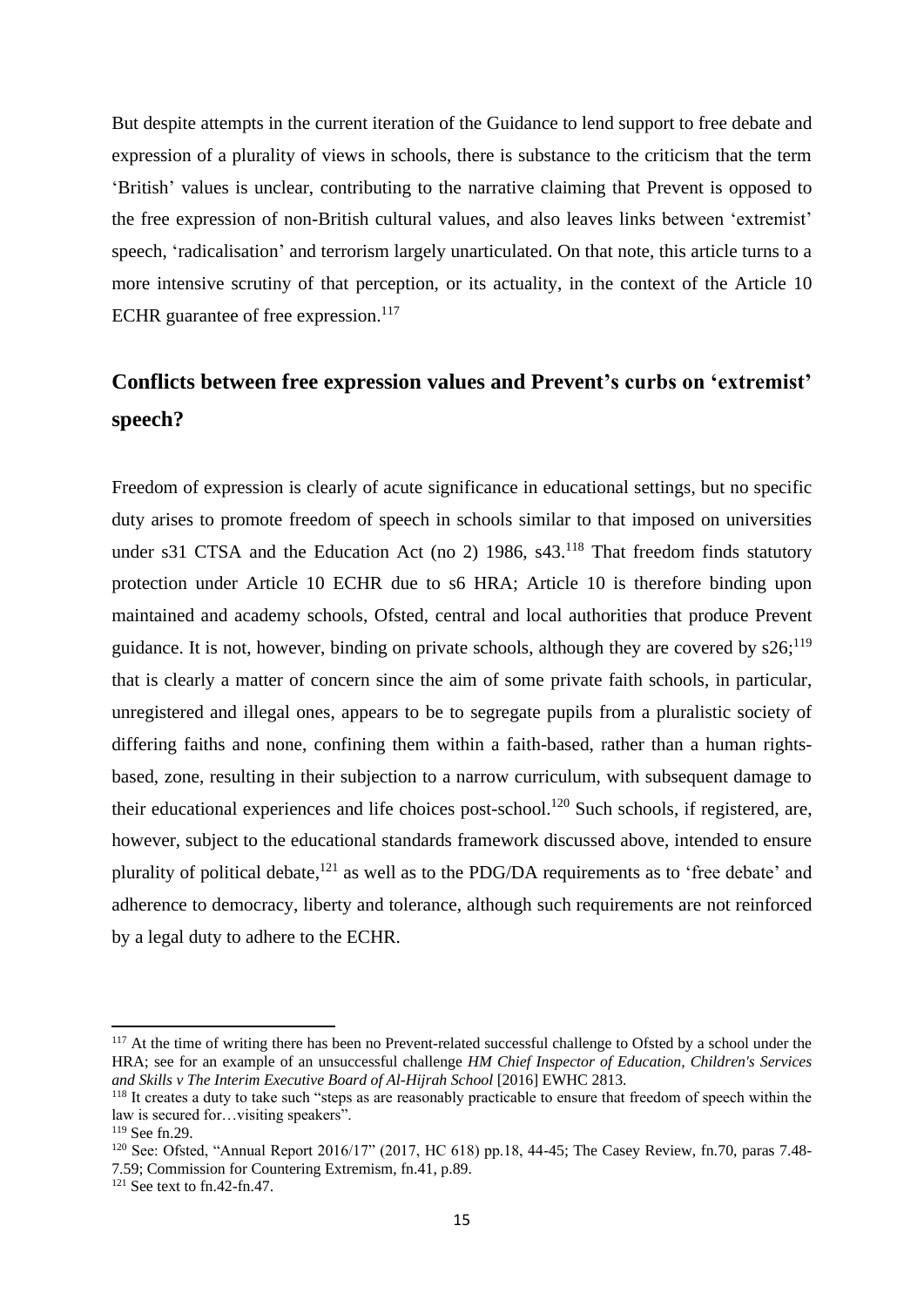But despite attempts in the current iteration of the Guidance to lend support to free debate and expression of a plurality of views in schools, there is substance to the criticism that the term 'British' values is unclear, contributing to the narrative claiming that Prevent is opposed to the free expression of non-British cultural values, and also leaves links between 'extremist' speech, 'radicalisation' and terrorism largely unarticulated. On that note, this article turns to a more intensive scrutiny of that perception, or its actuality, in the context of the Article 10 ECHR guarantee of free expression.[117]

## Conflicts between free expression values and Prevent's curbs on 'extremist' speech?

Freedom of expression is clearly of acute significance in educational settings, but no specific duty arises to promote freedom of speech in schools similar to that imposed on universities under s31 CTSA and the Education Act (no 2) 1986, s43.[118] That freedom finds statutory protection under Article 10 ECHR due to s6 HRA; Article 10 is therefore binding upon maintained and academy schools, Ofsted, central and local authorities that produce Prevent guidance. It is not, however, binding on private schools, although they are covered by s26;[119] that is clearly a matter of concern since the aim of some private faith schools, in particular, unregistered and illegal ones, appears to be to segregate pupils from a pluralistic society of differing faiths and none, confining them within a faith-based, rather than a human rights-based, zone, resulting in their subjection to a narrow curriculum, with subsequent damage to their educational experiences and life choices post-school.[120] Such schools, if registered, are, however, subject to the educational standards framework discussed above, intended to ensure plurality of political debate,[121] as well as to the PDG/DA requirements as to 'free debate' and adherence to democracy, liberty and tolerance, although such requirements are not reinforced by a legal duty to adhere to the ECHR.

---

[117] At the time of writing there has been no Prevent-related successful challenge to Ofsted by a school under the HRA; see for an example of an unsuccessful challenge *HM Chief Inspector of Education, Children's Services and Skills v The Interim Executive Board of Al-Hijrah School* [2016] EWHC 2813.

[118] It creates a duty to take such "steps as are reasonably practicable to ensure that freedom of speech within the law is secured for…visiting speakers".

[119] See fn.29.

[120] See: Ofsted, "Annual Report 2016/17" (2017, HC 618) pp.18, 44-45; The Casey Review, fn.70, paras 7.48-7.59; Commission for Countering Extremism, fn.41, p.89.

[121] See text to fn.42-fn.47.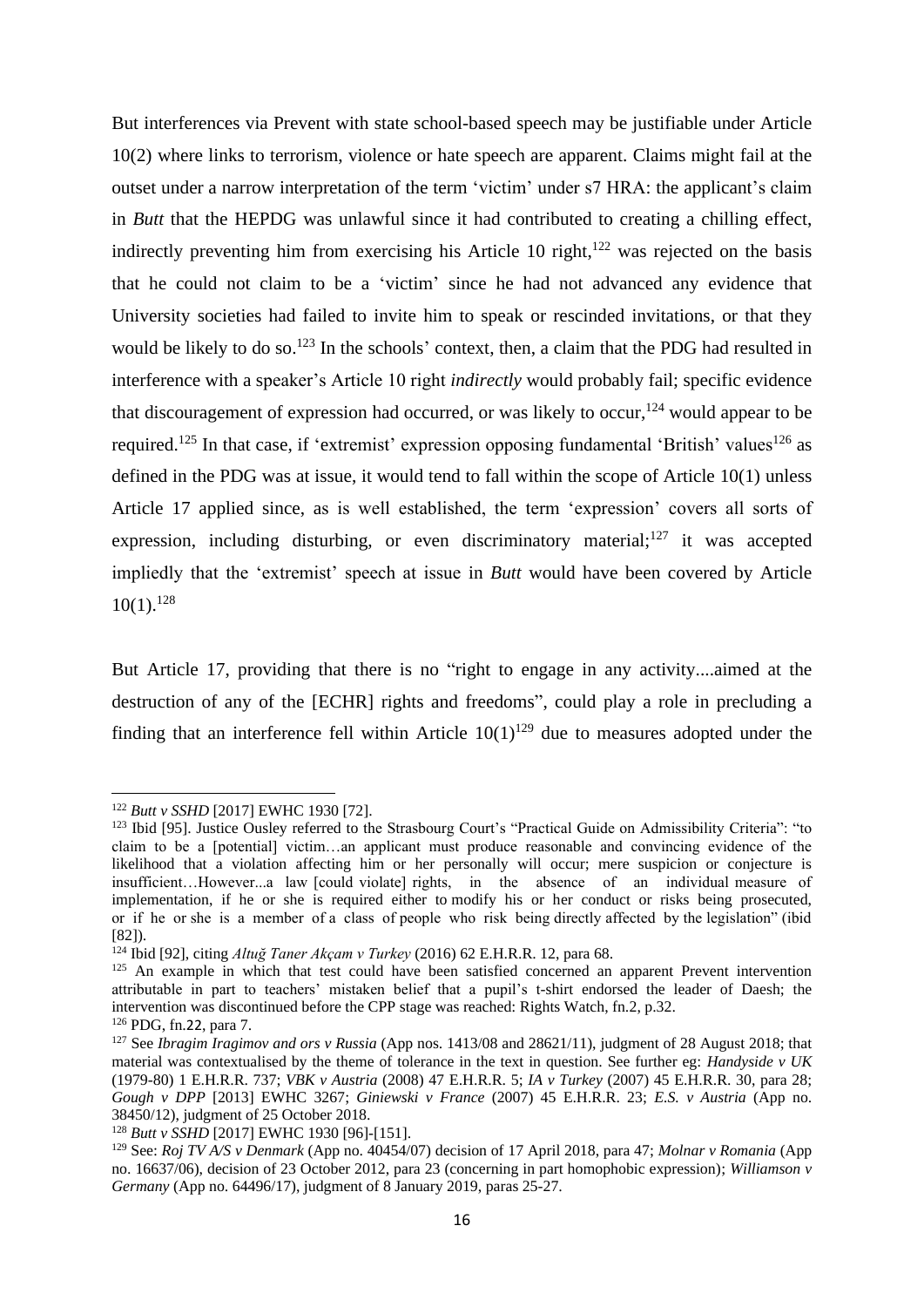But interferences via Prevent with state school-based speech may be justifiable under Article 10(2) where links to terrorism, violence or hate speech are apparent. Claims might fail at the outset under a narrow interpretation of the term 'victim' under s7 HRA: the applicant's claim in *Butt* that the HEPDG was unlawful since it had contributed to creating a chilling effect, indirectly preventing him from exercising his Article 10 right,[122] was rejected on the basis that he could not claim to be a 'victim' since he had not advanced any evidence that University societies had failed to invite him to speak or rescinded invitations, or that they would be likely to do so.[123] In the schools' context, then, a claim that the PDG had resulted in interference with a speaker's Article 10 right *indirectly* would probably fail; specific evidence that discouragement of expression had occurred, or was likely to occur,[124] would appear to be required.[125] In that case, if 'extremist' expression opposing fundamental 'British' values[126] as defined in the PDG was at issue, it would tend to fall within the scope of Article 10(1) unless Article 17 applied since, as is well established, the term 'expression' covers all sorts of expression, including disturbing, or even discriminatory material;[127] it was accepted impliedly that the 'extremist' speech at issue in *Butt* would have been covered by Article 10(1).[128]

But Article 17, providing that there is no "right to engage in any activity....aimed at the destruction of any of the [ECHR] rights and freedoms", could play a role in precluding a finding that an interference fell within Article 10(1)[129] due to measures adopted under the

---

[122] *Butt v SSHD* [2017] EWHC 1930 [72].

[123] Ibid [95]. Justice Ousley referred to the Strasbourg Court's "Practical Guide on Admissibility Criteria": "to claim to be a [potential] victim…an applicant must produce reasonable and convincing evidence of the likelihood that a violation affecting him or her personally will occur; mere suspicion or conjecture is insufficient…However...a law [could violate] rights, in the absence of an individual measure of implementation, if he or she is required either to modify his or her conduct or risks being prosecuted, or if he or she is a member of a class of people who risk being directly affected by the legislation" (ibid [82]).

[124] Ibid [92], citing *Altuğ Taner Akçam v Turkey* (2016) 62 E.H.R.R. 12, para 68.

[125] An example in which that test could have been satisfied concerned an apparent Prevent intervention attributable in part to teachers' mistaken belief that a pupil's t-shirt endorsed the leader of Daesh; the intervention was discontinued before the CPP stage was reached: Rights Watch, fn.2, p.32.

[126] PDG, fn.22, para 7.

[127] See *Ibragim Iragimov and ors v Russia* (App nos. 1413/08 and 28621/11), judgment of 28 August 2018; that material was contextualised by the theme of tolerance in the text in question. See further eg: *Handyside v UK* (1979-80) 1 E.H.R.R. 737; *VBK v Austria* (2008) 47 E.H.R.R. 5; *IA v Turkey* (2007) 45 E.H.R.R. 30, para 28; *Gough v DPP* [2013] EWHC 3267; *Giniewski v France* (2007) 45 E.H.R.R. 23; *E.S. v Austria* (App no. 38450/12), judgment of 25 October 2018.

[128] *Butt v SSHD* [2017] EWHC 1930 [96]-[151].

[129] See: *Roj TV A/S v Denmark* (App no. 40454/07) decision of 17 April 2018, para 47; *Molnar v Romania* (App no. 16637/06), decision of 23 October 2012, para 23 (concerning in part homophobic expression); *Williamson v Germany* (App no. 64496/17), judgment of 8 January 2019, paras 25-27.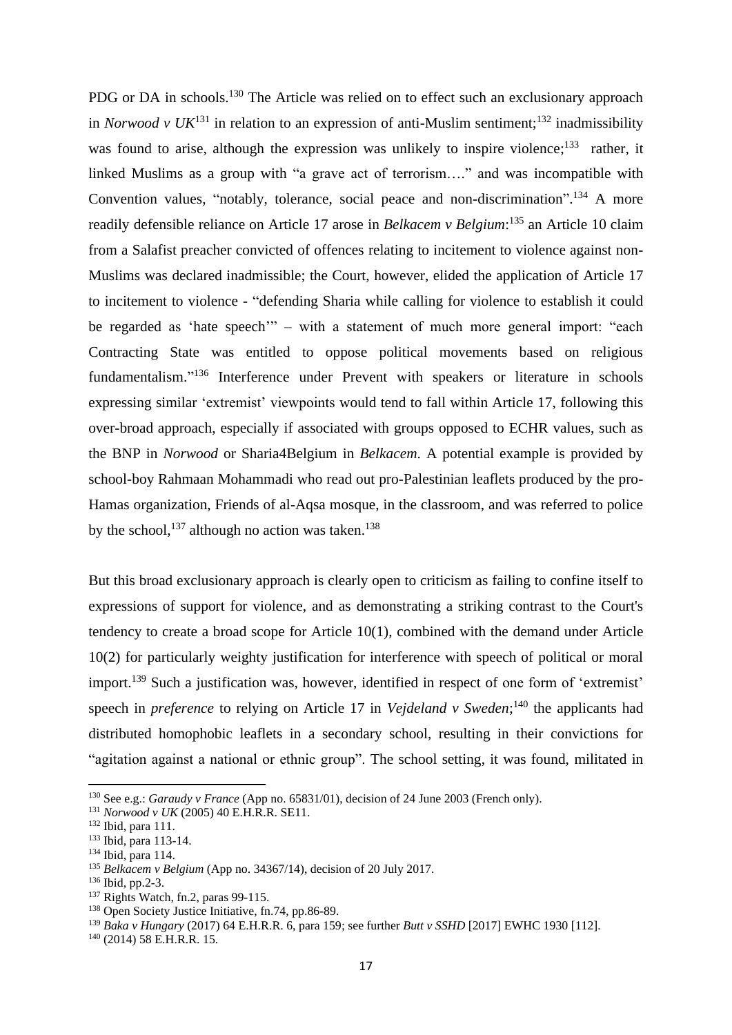PDG or DA in schools.[130] The Article was relied on to effect such an exclusionary approach in *Norwood v UK*[131] in relation to an expression of anti-Muslim sentiment;[132] inadmissibility was found to arise, although the expression was unlikely to inspire violence;[133] rather, it linked Muslims as a group with "a grave act of terrorism…." and was incompatible with Convention values, "notably, tolerance, social peace and non-discrimination".[134] A more readily defensible reliance on Article 17 arose in *Belkacem v Belgium*:[135] an Article 10 claim from a Salafist preacher convicted of offences relating to incitement to violence against non-Muslims was declared inadmissible; the Court, however, elided the application of Article 17 to incitement to violence - "defending Sharia while calling for violence to establish it could be regarded as 'hate speech'" – with a statement of much more general import: "each Contracting State was entitled to oppose political movements based on religious fundamentalism."[136] Interference under Prevent with speakers or literature in schools expressing similar 'extremist' viewpoints would tend to fall within Article 17, following this over-broad approach, especially if associated with groups opposed to ECHR values, such as the BNP in *Norwood* or Sharia4Belgium in *Belkacem*. A potential example is provided by school-boy Rahmaan Mohammadi who read out pro-Palestinian leaflets produced by the pro-Hamas organization, Friends of al-Aqsa mosque, in the classroom, and was referred to police by the school,[137] although no action was taken.[138]

But this broad exclusionary approach is clearly open to criticism as failing to confine itself to expressions of support for violence, and as demonstrating a striking contrast to the Court's tendency to create a broad scope for Article 10(1), combined with the demand under Article 10(2) for particularly weighty justification for interference with speech of political or moral import.[139] Such a justification was, however, identified in respect of one form of 'extremist' speech in *preference* to relying on Article 17 in *Vejdeland v Sweden*;[140] the applicants had distributed homophobic leaflets in a secondary school, resulting in their convictions for "agitation against a national or ethnic group". The school setting, it was found, militated in

---

[130] See e.g.: *Garaudy v France* (App no. 65831/01), decision of 24 June 2003 (French only).

[131] *Norwood v UK* (2005) 40 E.H.R.R. SE11.

[132] Ibid, para 111.

[133] Ibid, para 113-14.

[134] Ibid, para 114.

[135] *Belkacem v Belgium* (App no. 34367/14), decision of 20 July 2017.

[136] Ibid, pp.2-3.

[137] Rights Watch, fn.2, paras 99-115.

[138] Open Society Justice Initiative, fn.74, pp.86-89.

[139] *Baka v Hungary* (2017) 64 E.H.R.R. 6, para 159; see further *Butt v SSHD* [2017] EWHC 1930 [112].

[140] (2014) 58 E.H.R.R. 15.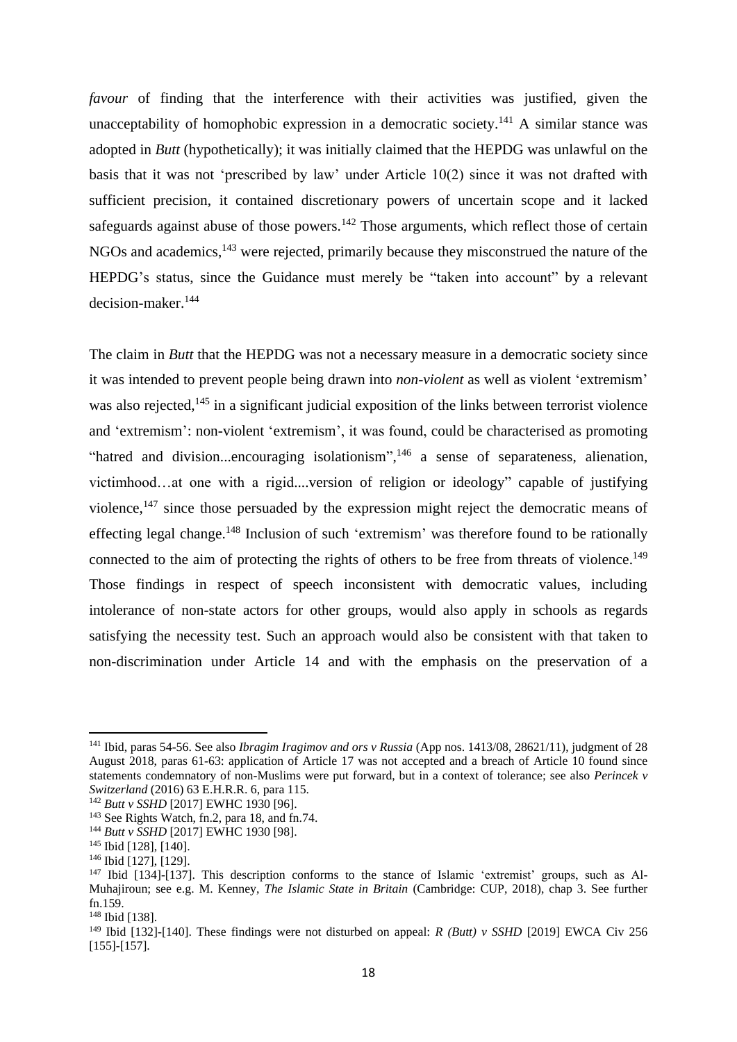*favour* of finding that the interference with their activities was justified, given the unacceptability of homophobic expression in a democratic society.[141] A similar stance was adopted in *Butt* (hypothetically); it was initially claimed that the HEPDG was unlawful on the basis that it was not 'prescribed by law' under Article 10(2) since it was not drafted with sufficient precision, it contained discretionary powers of uncertain scope and it lacked safeguards against abuse of those powers.[142] Those arguments, which reflect those of certain NGOs and academics,[143] were rejected, primarily because they misconstrued the nature of the HEPDG's status, since the Guidance must merely be "taken into account" by a relevant decision-maker.[144]

The claim in *Butt* that the HEPDG was not a necessary measure in a democratic society since it was intended to prevent people being drawn into *non-violent* as well as violent 'extremism' was also rejected,[145] in a significant judicial exposition of the links between terrorist violence and 'extremism': non-violent 'extremism', it was found, could be characterised as promoting "hatred and division...encouraging isolationism",[146] a sense of separateness, alienation, victimhood…at one with a rigid....version of religion or ideology" capable of justifying violence,[147] since those persuaded by the expression might reject the democratic means of effecting legal change.[148] Inclusion of such 'extremism' was therefore found to be rationally connected to the aim of protecting the rights of others to be free from threats of violence.[149] Those findings in respect of speech inconsistent with democratic values, including intolerance of non-state actors for other groups, would also apply in schools as regards satisfying the necessity test. Such an approach would also be consistent with that taken to non-discrimination under Article 14 and with the emphasis on the preservation of a

---

[141] Ibid, paras 54-56. See also *Ibragim Iragimov and ors v Russia* (App nos. 1413/08, 28621/11), judgment of 28 August 2018, paras 61-63: application of Article 17 was not accepted and a breach of Article 10 found since statements condemnatory of non-Muslims were put forward, but in a context of tolerance; see also *Perincek v Switzerland* (2016) 63 E.H.R.R. 6, para 115.

[142] *Butt v SSHD* [2017] EWHC 1930 [96].

[143] See Rights Watch, fn.2, para 18, and fn.74.

[144] *Butt v SSHD* [2017] EWHC 1930 [98].

[145] Ibid [128], [140].

[146] Ibid [127], [129].

[147] Ibid [134]-[137]. This description conforms to the stance of Islamic 'extremist' groups, such as Al-Muhajiroun; see e.g. M. Kenney, *The Islamic State in Britain* (Cambridge: CUP, 2018), chap 3. See further fn.159.

[148] Ibid [138].

[149] Ibid [132]-[140]. These findings were not disturbed on appeal: *R (Butt) v SSHD* [2019] EWCA Civ 256 [155]-[157].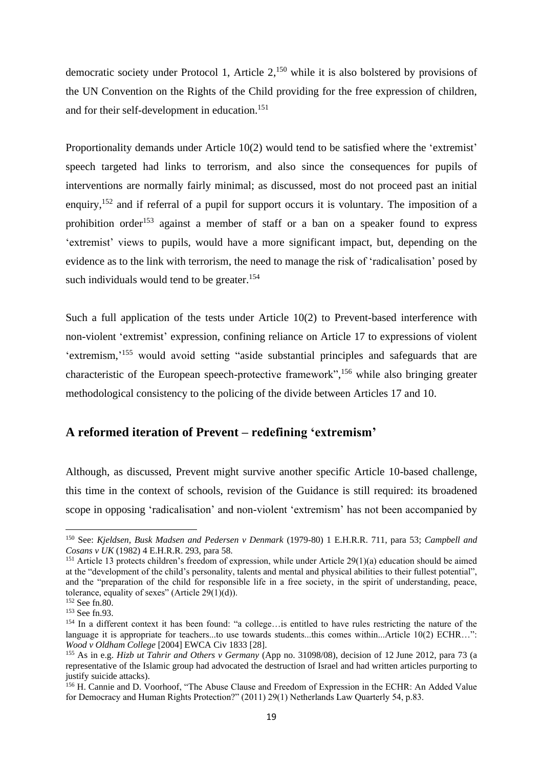democratic society under Protocol 1, Article 2,[150] while it is also bolstered by provisions of the UN Convention on the Rights of the Child providing for the free expression of children, and for their self-development in education.[151]

Proportionality demands under Article 10(2) would tend to be satisfied where the 'extremist' speech targeted had links to terrorism, and also since the consequences for pupils of interventions are normally fairly minimal; as discussed, most do not proceed past an initial enquiry,[152] and if referral of a pupil for support occurs it is voluntary. The imposition of a prohibition order[153] against a member of staff or a ban on a speaker found to express 'extremist' views to pupils, would have a more significant impact, but, depending on the evidence as to the link with terrorism, the need to manage the risk of 'radicalisation' posed by such individuals would tend to be greater.[154]

Such a full application of the tests under Article 10(2) to Prevent-based interference with non-violent 'extremist' expression, confining reliance on Article 17 to expressions of violent 'extremism,'[155] would avoid setting "aside substantial principles and safeguards that are characteristic of the European speech-protective framework",[156] while also bringing greater methodological consistency to the policing of the divide between Articles 17 and 10.

## A reformed iteration of Prevent – redefining 'extremism'

Although, as discussed, Prevent might survive another specific Article 10-based challenge, this time in the context of schools, revision of the Guidance is still required: its broadened scope in opposing 'radicalisation' and non-violent 'extremism' has not been accompanied by

---

[150] See: *Kjeldsen, Busk Madsen and Pedersen v Denmark* (1979-80) 1 E.H.R.R. 711, para 53; *Campbell and Cosans v UK* (1982) 4 E.H.R.R. 293, para 58.

[151] Article 13 protects children's freedom of expression, while under Article 29(1)(a) education should be aimed at the "development of the child's personality, talents and mental and physical abilities to their fullest potential", and the "preparation of the child for responsible life in a free society, in the spirit of understanding, peace, tolerance, equality of sexes" (Article 29(1)(d)).

[152] See fn.80.

[153] See fn.93.

[154] In a different context it has been found: "a college…is entitled to have rules restricting the nature of the language it is appropriate for teachers...to use towards students...this comes within...Article 10(2) ECHR…": *Wood v Oldham College* [2004] EWCA Civ 1833 [28].

[155] As in e.g. *Hizb ut Tahrir and Others v Germany* (App no. 31098/08), decision of 12 June 2012, para 73 (a representative of the Islamic group had advocated the destruction of Israel and had written articles purporting to justify suicide attacks).

[156] H. Cannie and D. Voorhoof, "The Abuse Clause and Freedom of Expression in the ECHR: An Added Value for Democracy and Human Rights Protection?" (2011) 29(1) Netherlands Law Quarterly 54, p.83.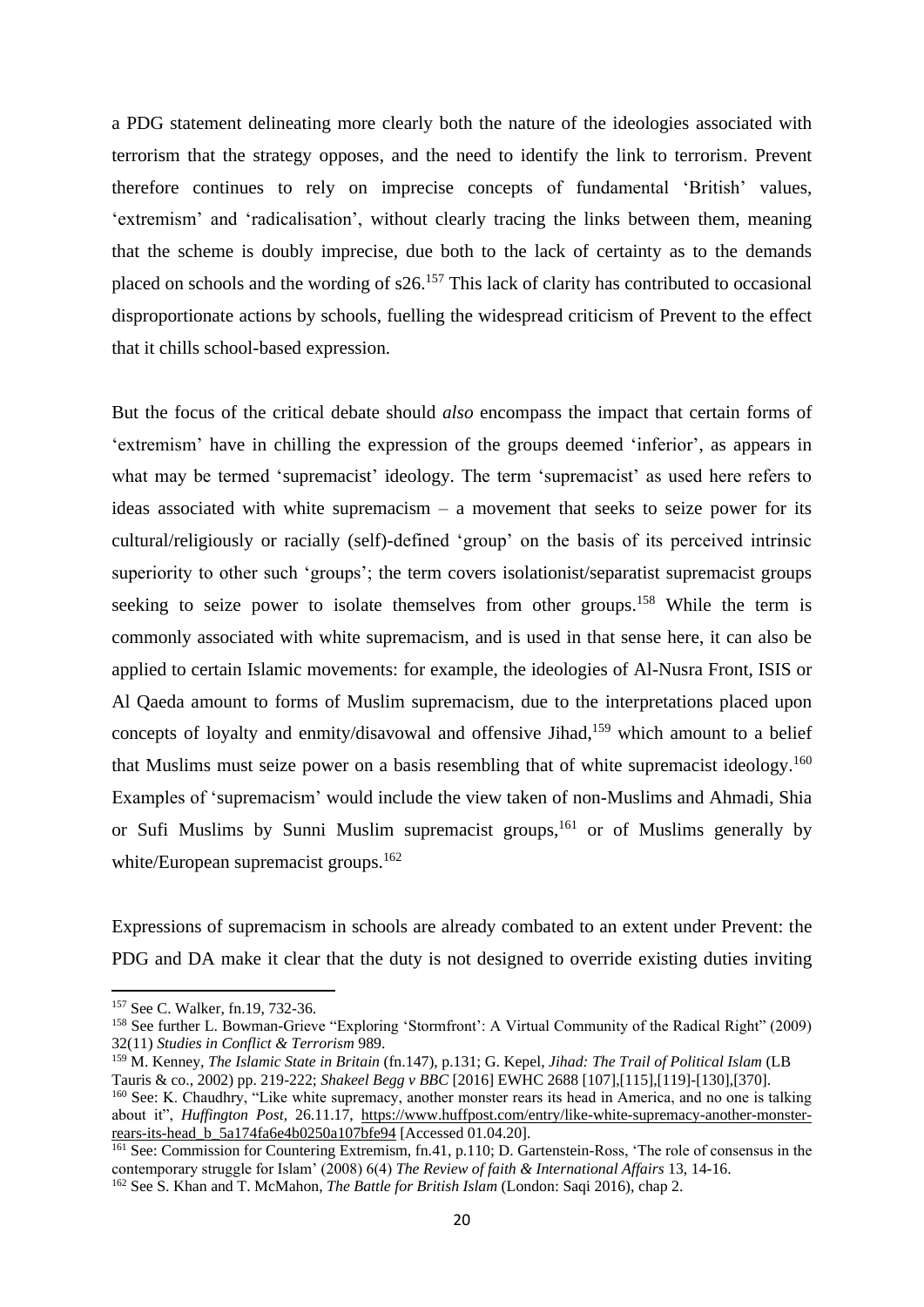a PDG statement delineating more clearly both the nature of the ideologies associated with terrorism that the strategy opposes, and the need to identify the link to terrorism. Prevent therefore continues to rely on imprecise concepts of fundamental 'British' values, 'extremism' and 'radicalisation', without clearly tracing the links between them, meaning that the scheme is doubly imprecise, due both to the lack of certainty as to the demands placed on schools and the wording of s26.[157] This lack of clarity has contributed to occasional disproportionate actions by schools, fuelling the widespread criticism of Prevent to the effect that it chills school-based expression.

But the focus of the critical debate should *also* encompass the impact that certain forms of 'extremism' have in chilling the expression of the groups deemed 'inferior', as appears in what may be termed 'supremacist' ideology. The term 'supremacist' as used here refers to ideas associated with white supremacism – a movement that seeks to seize power for its cultural/religiously or racially (self)-defined 'group' on the basis of its perceived intrinsic superiority to other such 'groups'; the term covers isolationist/separatist supremacist groups seeking to seize power to isolate themselves from other groups.[158] While the term is commonly associated with white supremacism, and is used in that sense here, it can also be applied to certain Islamic movements: for example, the ideologies of Al-Nusra Front, ISIS or Al Qaeda amount to forms of Muslim supremacism, due to the interpretations placed upon concepts of loyalty and enmity/disavowal and offensive Jihad,[159] which amount to a belief that Muslims must seize power on a basis resembling that of white supremacist ideology.[160] Examples of 'supremacism' would include the view taken of non-Muslims and Ahmadi, Shia or Sufi Muslims by Sunni Muslim supremacist groups,[161] or of Muslims generally by white/European supremacist groups.[162]

Expressions of supremacism in schools are already combated to an extent under Prevent: the PDG and DA make it clear that the duty is not designed to override existing duties inviting

---

[157] See C. Walker, fn.19, 732-36.

[158] See further L. Bowman-Grieve "Exploring 'Stormfront': A Virtual Community of the Radical Right" (2009) 32(11) *Studies in Conflict & Terrorism* 989.

[159] M. Kenney, *The Islamic State in Britain* (fn.147), p.131; G. Kepel, *Jihad: The Trail of Political Islam* (LB Tauris & co., 2002) pp. 219-222; *Shakeel Begg v BBC* [2016] EWHC 2688 [107],[115],[119]-[130],[370].

[160] See: K. Chaudhry, "Like white supremacy, another monster rears its head in America, and no one is talking about it", *Huffington Post,* 26.11.17, https://www.huffpost.com/entry/like-white-supremacy-another-monster-rears-its-head_b_5a174fa6e4b0250a107bfe94 [Accessed 01.04.20].

[161] See: Commission for Countering Extremism, fn.41, p.110; D. Gartenstein-Ross, 'The role of consensus in the contemporary struggle for Islam' (2008) 6(4) *The Review of faith & International Affairs* 13, 14-16.

[162] See S. Khan and T. McMahon, *The Battle for British Islam* (London: Saqi 2016), chap 2.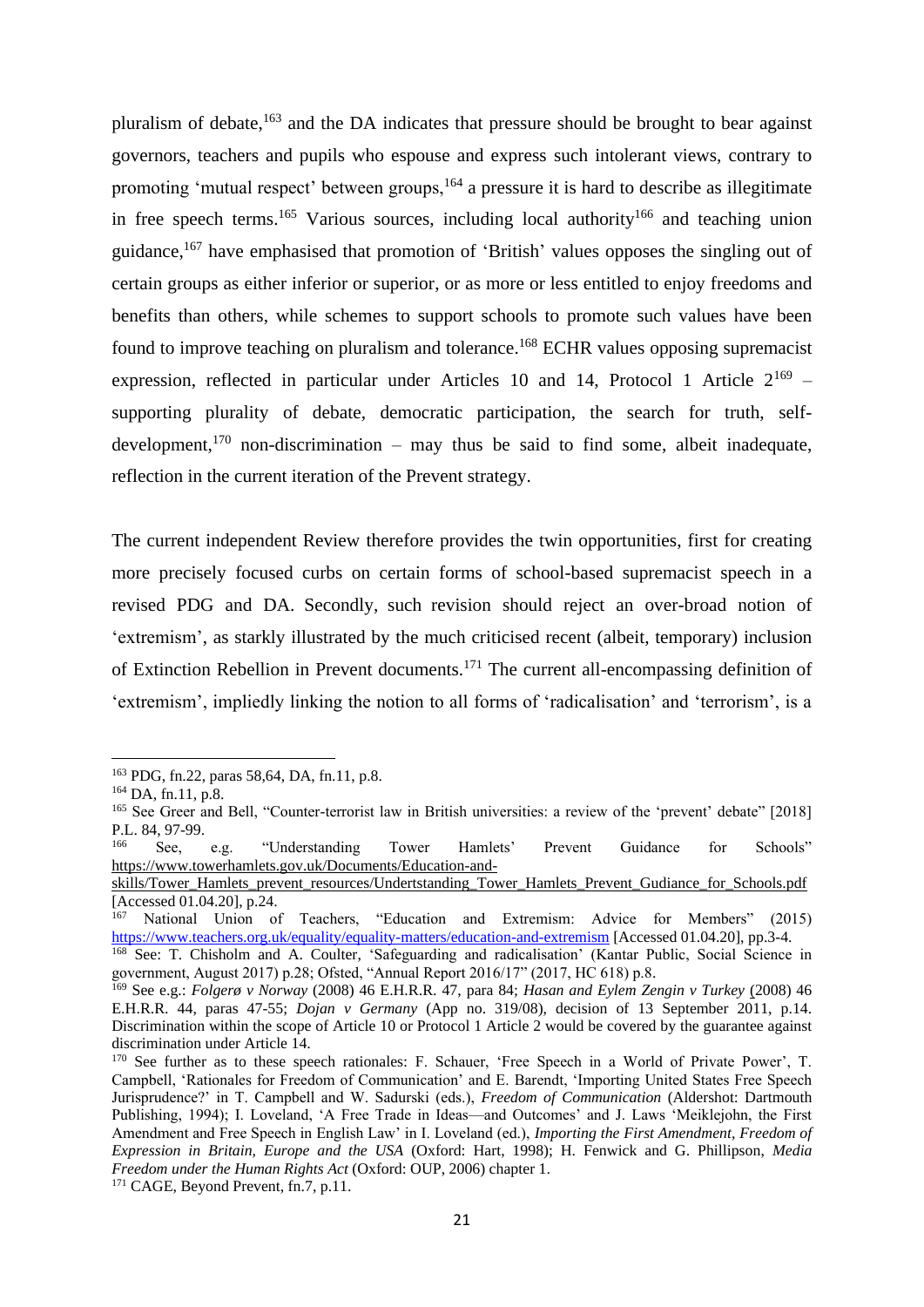pluralism of debate,[163] and the DA indicates that pressure should be brought to bear against governors, teachers and pupils who espouse and express such intolerant views, contrary to promoting 'mutual respect' between groups,[164] a pressure it is hard to describe as illegitimate in free speech terms.[165] Various sources, including local authority[166] and teaching union guidance,[167] have emphasised that promotion of 'British' values opposes the singling out of certain groups as either inferior or superior, or as more or less entitled to enjoy freedoms and benefits than others, while schemes to support schools to promote such values have been found to improve teaching on pluralism and tolerance.[168] ECHR values opposing supremacist expression, reflected in particular under Articles 10 and 14, Protocol 1 Article 2[169] – supporting plurality of debate, democratic participation, the search for truth, self-development,[170] non-discrimination – may thus be said to find some, albeit inadequate, reflection in the current iteration of the Prevent strategy.

The current independent Review therefore provides the twin opportunities, first for creating more precisely focused curbs on certain forms of school-based supremacist speech in a revised PDG and DA. Secondly, such revision should reject an over-broad notion of 'extremism', as starkly illustrated by the much criticised recent (albeit, temporary) inclusion of Extinction Rebellion in Prevent documents.[171] The current all-encompassing definition of 'extremism', impliedly linking the notion to all forms of 'radicalisation' and 'terrorism', is a

---

[163] PDG, fn.22, paras 58,64, DA, fn.11, p.8.

[164] DA, fn.11, p.8.

[165] See Greer and Bell, "Counter-terrorist law in British universities: a review of the 'prevent' debate" [2018] P.L. 84, 97-99.

[166] See, e.g. "Understanding Tower Hamlets' Prevent Guidance for Schools" https://www.towerhamlets.gov.uk/Documents/Education-and-skills/Tower_Hamlets_prevent_resources/Undertstanding_Tower_Hamlets_Prevent_Gudiance_for_Schools.pdf [Accessed 01.04.20], p.24.

[167] National Union of Teachers, "Education and Extremism: Advice for Members" (2015) https://www.teachers.org.uk/equality/equality-matters/education-and-extremism [Accessed 01.04.20], pp.3-4.

[168] See: T. Chisholm and A. Coulter, 'Safeguarding and radicalisation' (Kantar Public, Social Science in government, August 2017) p.28; Ofsted, "Annual Report 2016/17" (2017, HC 618) p.8.

[169] See e.g.: *Folgerø v Norway* (2008) 46 E.H.R.R. 47, para 84; *Hasan and Eylem Zengin v Turkey* (2008) 46 E.H.R.R. 44, paras 47-55; *Dojan v Germany* (App no. 319/08), decision of 13 September 2011, p.14. Discrimination within the scope of Article 10 or Protocol 1 Article 2 would be covered by the guarantee against discrimination under Article 14.

[170] See further as to these speech rationales: F. Schauer, 'Free Speech in a World of Private Power', T. Campbell, 'Rationales for Freedom of Communication' and E. Barendt, 'Importing United States Free Speech Jurisprudence?' in T. Campbell and W. Sadurski (eds.), *Freedom of Communication* (Aldershot: Dartmouth Publishing, 1994); I. Loveland, 'A Free Trade in Ideas—and Outcomes' and J. Laws 'Meiklejohn, the First Amendment and Free Speech in English Law' in I. Loveland (ed.), *Importing the First Amendment, Freedom of Expression in Britain, Europe and the USA* (Oxford: Hart, 1998); H. Fenwick and G. Phillipson, *Media Freedom under the Human Rights Act* (Oxford: OUP, 2006) chapter 1.

[171] CAGE, Beyond Prevent, fn.7, p.11.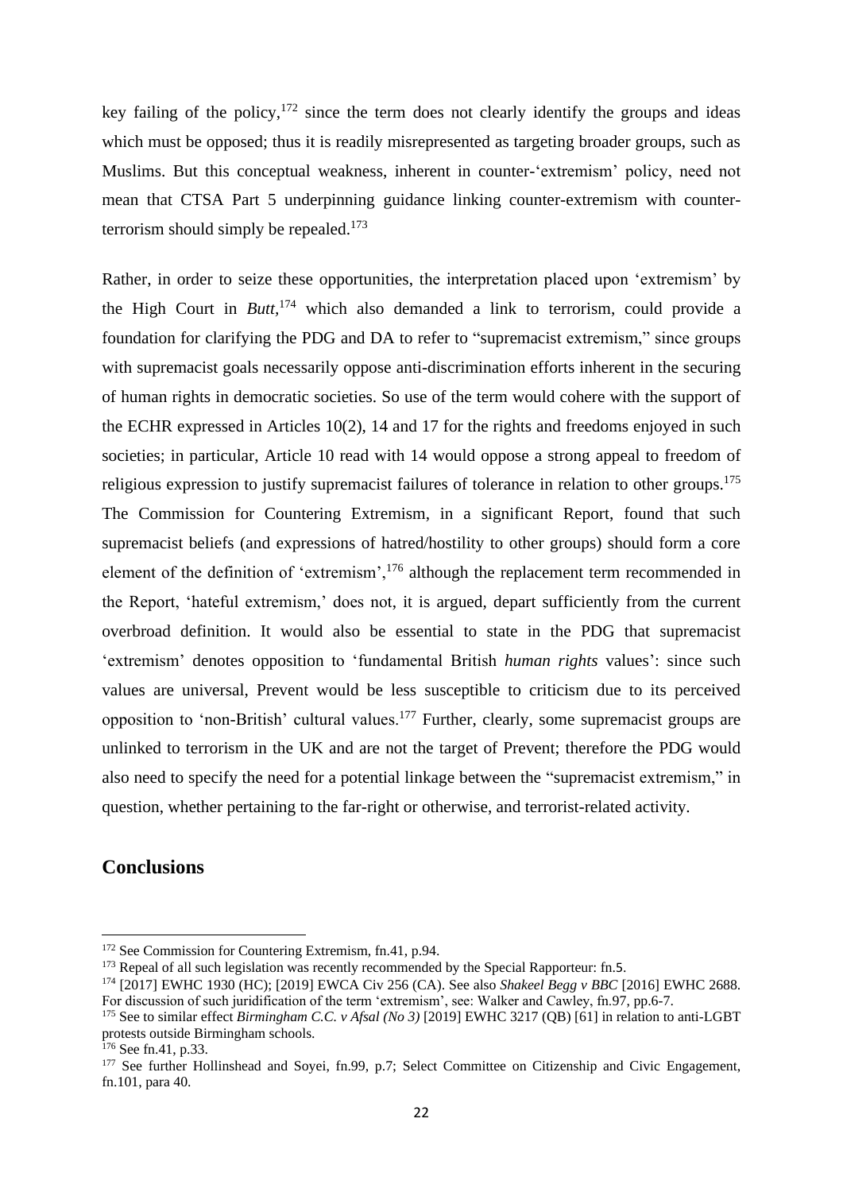key failing of the policy,[172] since the term does not clearly identify the groups and ideas which must be opposed; thus it is readily misrepresented as targeting broader groups, such as Muslims. But this conceptual weakness, inherent in counter-'extremism' policy, need not mean that CTSA Part 5 underpinning guidance linking counter-extremism with counter-terrorism should simply be repealed.[173]

Rather, in order to seize these opportunities, the interpretation placed upon 'extremism' by the High Court in *Butt*,[174] which also demanded a link to terrorism, could provide a foundation for clarifying the PDG and DA to refer to "supremacist extremism," since groups with supremacist goals necessarily oppose anti-discrimination efforts inherent in the securing of human rights in democratic societies. So use of the term would cohere with the support of the ECHR expressed in Articles 10(2), 14 and 17 for the rights and freedoms enjoyed in such societies; in particular, Article 10 read with 14 would oppose a strong appeal to freedom of religious expression to justify supremacist failures of tolerance in relation to other groups.[175] The Commission for Countering Extremism, in a significant Report, found that such supremacist beliefs (and expressions of hatred/hostility to other groups) should form a core element of the definition of 'extremism',[176] although the replacement term recommended in the Report, 'hateful extremism,' does not, it is argued, depart sufficiently from the current overbroad definition. It would also be essential to state in the PDG that supremacist 'extremism' denotes opposition to 'fundamental British *human rights* values': since such values are universal, Prevent would be less susceptible to criticism due to its perceived opposition to 'non-British' cultural values.[177] Further, clearly, some supremacist groups are unlinked to terrorism in the UK and are not the target of Prevent; therefore the PDG would also need to specify the need for a potential linkage between the "supremacist extremism," in question, whether pertaining to the far-right or otherwise, and terrorist-related activity.

## Conclusions

---

[172] See Commission for Countering Extremism, fn.41, p.94.

[173] Repeal of all such legislation was recently recommended by the Special Rapporteur: fn.5.

[174] [2017] EWHC 1930 (HC); [2019] EWCA Civ 256 (CA). See also *Shakeel Begg v BBC* [2016] EWHC 2688. For discussion of such juridification of the term 'extremism', see: Walker and Cawley, fn.97, pp.6-7.

[175] See to similar effect *Birmingham C.C. v Afsal (No 3)* [2019] EWHC 3217 (QB) [61] in relation to anti-LGBT protests outside Birmingham schools.

[176] See fn.41, p.33.

[177] See further Hollinshead and Soyei, fn.99, p.7; Select Committee on Citizenship and Civic Engagement, fn.101, para 40.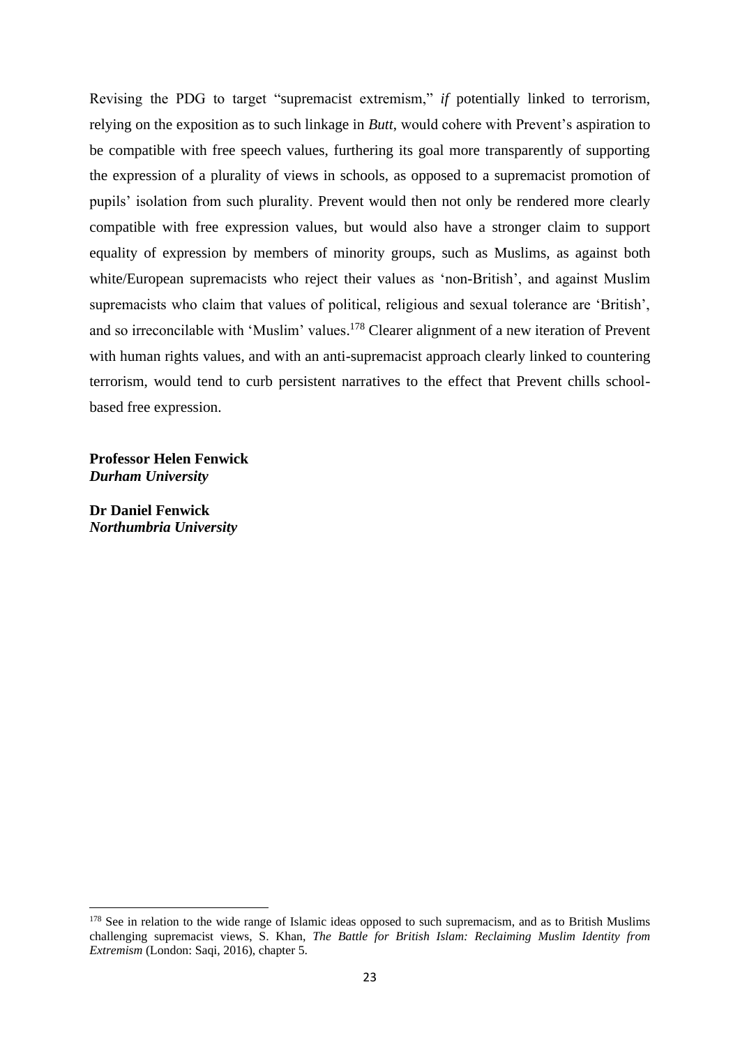Revising the PDG to target "supremacist extremism," *if* potentially linked to terrorism, relying on the exposition as to such linkage in *Butt*, would cohere with Prevent's aspiration to be compatible with free speech values, furthering its goal more transparently of supporting the expression of a plurality of views in schools, as opposed to a supremacist promotion of pupils' isolation from such plurality. Prevent would then not only be rendered more clearly compatible with free expression values, but would also have a stronger claim to support equality of expression by members of minority groups, such as Muslims, as against both white/European supremacists who reject their values as 'non-British', and against Muslim supremacists who claim that values of political, religious and sexual tolerance are 'British', and so irreconcilable with 'Muslim' values.[178] Clearer alignment of a new iteration of Prevent with human rights values, and with an anti-supremacist approach clearly linked to countering terrorism, would tend to curb persistent narratives to the effect that Prevent chills school-based free expression.

**Professor Helen Fenwick**
***Durham University***

**Dr Daniel Fenwick**
***Northumbria University***

---

[178] See in relation to the wide range of Islamic ideas opposed to such supremacism, and as to British Muslims challenging supremacist views, S. Khan, *The Battle for British Islam: Reclaiming Muslim Identity from Extremism* (London: Saqi, 2016), chapter 5.